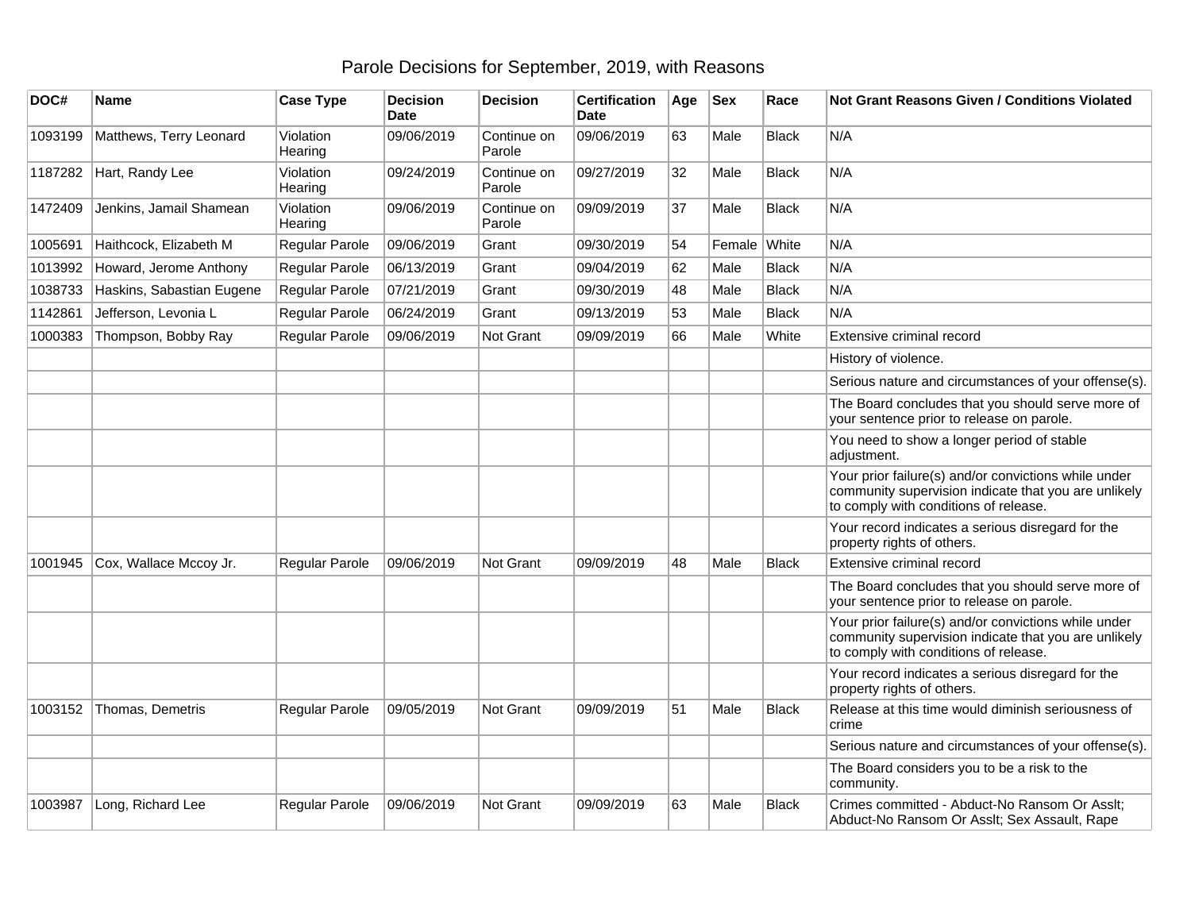# Parole Decisions for September, 2019, with Reasons

| DOC# | Name | Case Type | Decision Date | Decision | Certification Date | Age | Sex | Race | Not Grant Reasons Given / Conditions Violated |
|---|---|---|---|---|---|---|---|---|---|
| 1093199 | Matthews, Terry Leonard | Violation Hearing | 09/06/2019 | Continue on Parole | 09/06/2019 | 63 | Male | Black | N/A |
| 1187282 | Hart, Randy Lee | Violation Hearing | 09/24/2019 | Continue on Parole | 09/27/2019 | 32 | Male | Black | N/A |
| 1472409 | Jenkins, Jamail Shamean | Violation Hearing | 09/06/2019 | Continue on Parole | 09/09/2019 | 37 | Male | Black | N/A |
| 1005691 | Haithcock, Elizabeth M | Regular Parole | 09/06/2019 | Grant | 09/30/2019 | 54 | Female | White | N/A |
| 1013992 | Howard, Jerome Anthony | Regular Parole | 06/13/2019 | Grant | 09/04/2019 | 62 | Male | Black | N/A |
| 1038733 | Haskins, Sabastian Eugene | Regular Parole | 07/21/2019 | Grant | 09/30/2019 | 48 | Male | Black | N/A |
| 1142861 | Jefferson, Levonia L | Regular Parole | 06/24/2019 | Grant | 09/13/2019 | 53 | Male | Black | N/A |
| 1000383 | Thompson, Bobby Ray | Regular Parole | 09/06/2019 | Not Grant | 09/09/2019 | 66 | Male | White | Extensive criminal record |
| | | | | | | | | | History of violence. |
| | | | | | | | | | Serious nature and circumstances of your offense(s). |
| | | | | | | | | | The Board concludes that you should serve more of your sentence prior to release on parole. |
| | | | | | | | | | You need to show a longer period of stable adjustment. |
| | | | | | | | | | Your prior failure(s) and/or convictions while under community supervision indicate that you are unlikely to comply with conditions of release. |
| | | | | | | | | | Your record indicates a serious disregard for the property rights of others. |
| 1001945 | Cox, Wallace Mccoy Jr. | Regular Parole | 09/06/2019 | Not Grant | 09/09/2019 | 48 | Male | Black | Extensive criminal record |
| | | | | | | | | | The Board concludes that you should serve more of your sentence prior to release on parole. |
| | | | | | | | | | Your prior failure(s) and/or convictions while under community supervision indicate that you are unlikely to comply with conditions of release. |
| | | | | | | | | | Your record indicates a serious disregard for the property rights of others. |
| 1003152 | Thomas, Demetris | Regular Parole | 09/05/2019 | Not Grant | 09/09/2019 | 51 | Male | Black | Release at this time would diminish seriousness of crime |
| | | | | | | | | | Serious nature and circumstances of your offense(s). |
| | | | | | | | | | The Board considers you to be a risk to the community. |
| 1003987 | Long, Richard Lee | Regular Parole | 09/06/2019 | Not Grant | 09/09/2019 | 63 | Male | Black | Crimes committed - Abduct-No Ransom Or Asslt; Abduct-No Ransom Or Asslt; Sex Assault, Rape |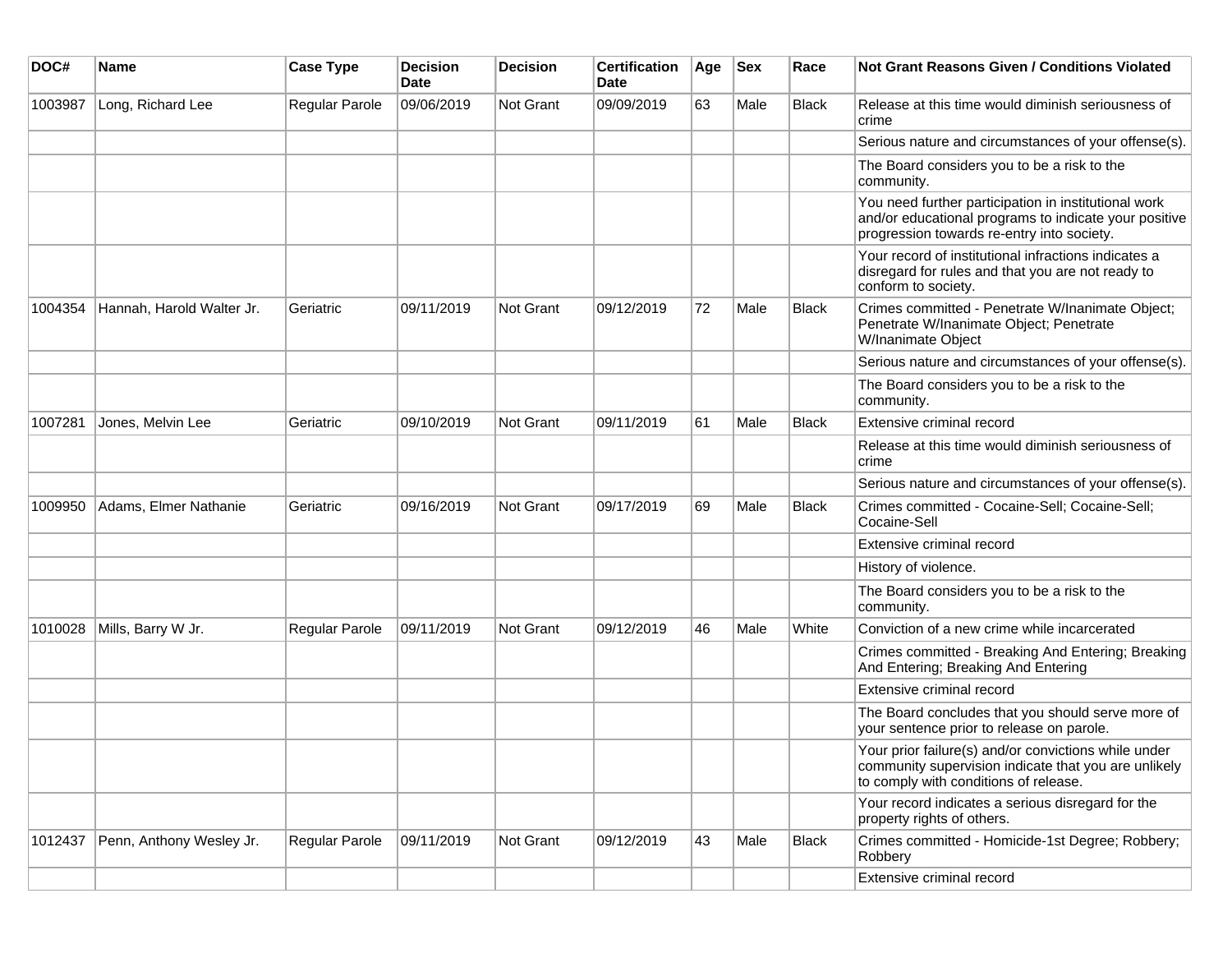| DOC# | Name | Case Type | Decision Date | Decision | Certification Date | Age | Sex | Race | Not Grant Reasons Given / Conditions Violated |
|---|---|---|---|---|---|---|---|---|---|
| 1003987 | Long, Richard Lee | Regular Parole | 09/06/2019 | Not Grant | 09/09/2019 | 63 | Male | Black | Release at this time would diminish seriousness of crime |
| | | | | | | | | | Serious nature and circumstances of your offense(s). |
| | | | | | | | | | The Board considers you to be a risk to the community. |
| | | | | | | | | | You need further participation in institutional work and/or educational programs to indicate your positive progression towards re-entry into society. |
| | | | | | | | | | Your record of institutional infractions indicates a disregard for rules and that you are not ready to conform to society. |
| 1004354 | Hannah, Harold Walter Jr. | Geriatric | 09/11/2019 | Not Grant | 09/12/2019 | 72 | Male | Black | Crimes committed - Penetrate W/Inanimate Object; Penetrate W/Inanimate Object; Penetrate W/Inanimate Object |
| | | | | | | | | | Serious nature and circumstances of your offense(s). |
| | | | | | | | | | The Board considers you to be a risk to the community. |
| 1007281 | Jones, Melvin Lee | Geriatric | 09/10/2019 | Not Grant | 09/11/2019 | 61 | Male | Black | Extensive criminal record |
| | | | | | | | | | Release at this time would diminish seriousness of crime |
| | | | | | | | | | Serious nature and circumstances of your offense(s). |
| 1009950 | Adams, Elmer Nathanie | Geriatric | 09/16/2019 | Not Grant | 09/17/2019 | 69 | Male | Black | Crimes committed - Cocaine-Sell; Cocaine-Sell; Cocaine-Sell |
| | | | | | | | | | Extensive criminal record |
| | | | | | | | | | History of violence. |
| | | | | | | | | | The Board considers you to be a risk to the community. |
| 1010028 | Mills, Barry W Jr. | Regular Parole | 09/11/2019 | Not Grant | 09/12/2019 | 46 | Male | White | Conviction of a new crime while incarcerated |
| | | | | | | | | | Crimes committed - Breaking And Entering; Breaking And Entering; Breaking And Entering |
| | | | | | | | | | Extensive criminal record |
| | | | | | | | | | The Board concludes that you should serve more of your sentence prior to release on parole. |
| | | | | | | | | | Your prior failure(s) and/or convictions while under community supervision indicate that you are unlikely to comply with conditions of release. |
| | | | | | | | | | Your record indicates a serious disregard for the property rights of others. |
| 1012437 | Penn, Anthony Wesley Jr. | Regular Parole | 09/11/2019 | Not Grant | 09/12/2019 | 43 | Male | Black | Crimes committed - Homicide-1st Degree; Robbery; Robbery |
| | | | | | | | | | Extensive criminal record |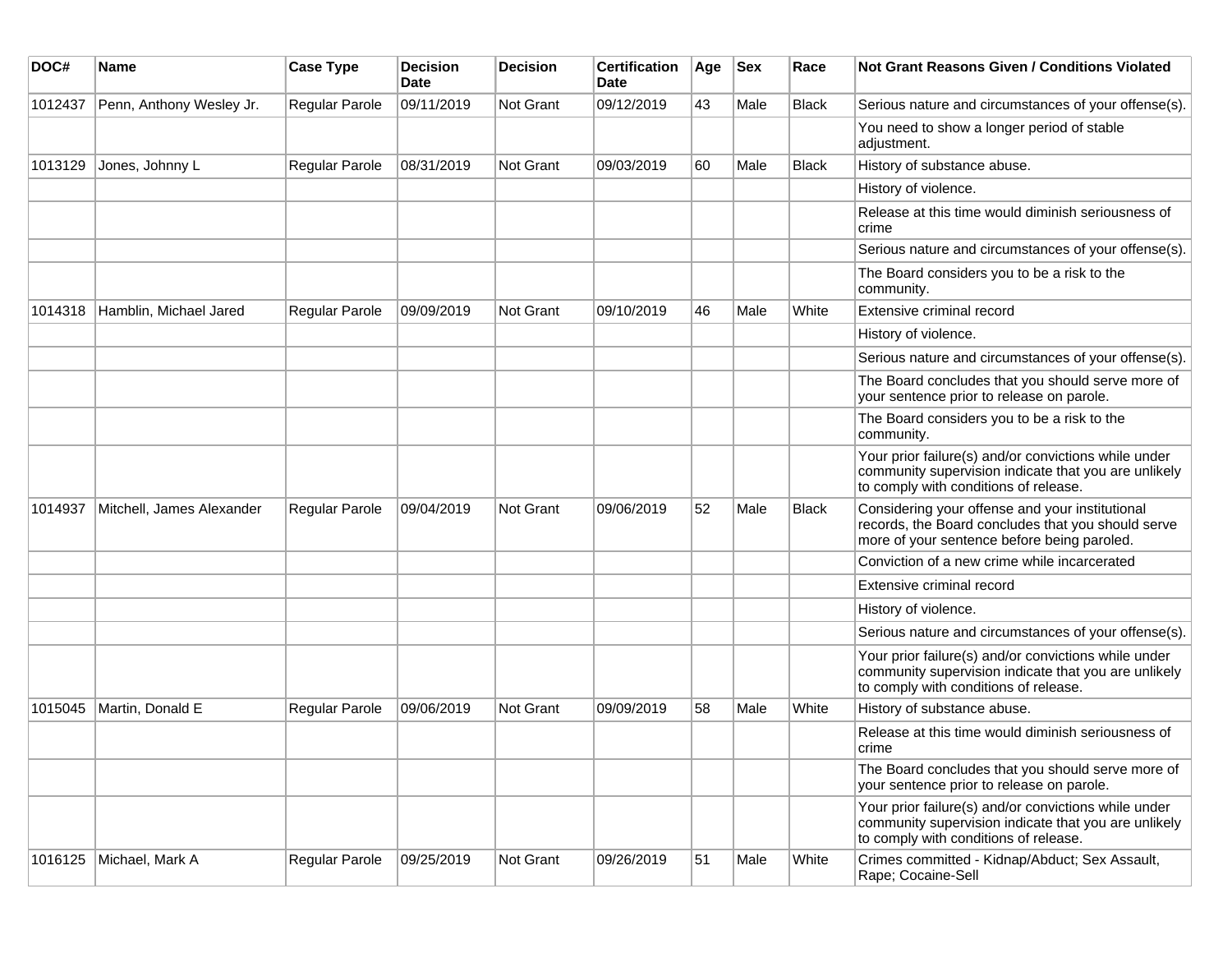| DOC# | Name | Case Type | Decision Date | Decision | Certification Date | Age | Sex | Race | Not Grant Reasons Given / Conditions Violated |
|---|---|---|---|---|---|---|---|---|---|
| 1012437 | Penn, Anthony Wesley Jr. | Regular Parole | 09/11/2019 | Not Grant | 09/12/2019 | 43 | Male | Black | Serious nature and circumstances of your offense(s). |
| | | | | | | | | | You need to show a longer period of stable adjustment. |
| 1013129 | Jones, Johnny L | Regular Parole | 08/31/2019 | Not Grant | 09/03/2019 | 60 | Male | Black | History of substance abuse. |
| | | | | | | | | | History of violence. |
| | | | | | | | | | Release at this time would diminish seriousness of crime |
| | | | | | | | | | Serious nature and circumstances of your offense(s). |
| | | | | | | | | | The Board considers you to be a risk to the community. |
| 1014318 | Hamblin, Michael Jared | Regular Parole | 09/09/2019 | Not Grant | 09/10/2019 | 46 | Male | White | Extensive criminal record |
| | | | | | | | | | History of violence. |
| | | | | | | | | | Serious nature and circumstances of your offense(s). |
| | | | | | | | | | The Board concludes that you should serve more of your sentence prior to release on parole. |
| | | | | | | | | | The Board considers you to be a risk to the community. |
| | | | | | | | | | Your prior failure(s) and/or convictions while under community supervision indicate that you are unlikely to comply with conditions of release. |
| 1014937 | Mitchell, James Alexander | Regular Parole | 09/04/2019 | Not Grant | 09/06/2019 | 52 | Male | Black | Considering your offense and your institutional records, the Board concludes that you should serve more of your sentence before being paroled. |
| | | | | | | | | | Conviction of a new crime while incarcerated |
| | | | | | | | | | Extensive criminal record |
| | | | | | | | | | History of violence. |
| | | | | | | | | | Serious nature and circumstances of your offense(s). |
| | | | | | | | | | Your prior failure(s) and/or convictions while under community supervision indicate that you are unlikely to comply with conditions of release. |
| 1015045 | Martin, Donald E | Regular Parole | 09/06/2019 | Not Grant | 09/09/2019 | 58 | Male | White | History of substance abuse. |
| | | | | | | | | | Release at this time would diminish seriousness of crime |
| | | | | | | | | | The Board concludes that you should serve more of your sentence prior to release on parole. |
| | | | | | | | | | Your prior failure(s) and/or convictions while under community supervision indicate that you are unlikely to comply with conditions of release. |
| 1016125 | Michael, Mark A | Regular Parole | 09/25/2019 | Not Grant | 09/26/2019 | 51 | Male | White | Crimes committed - Kidnap/Abduct; Sex Assault, Rape; Cocaine-Sell |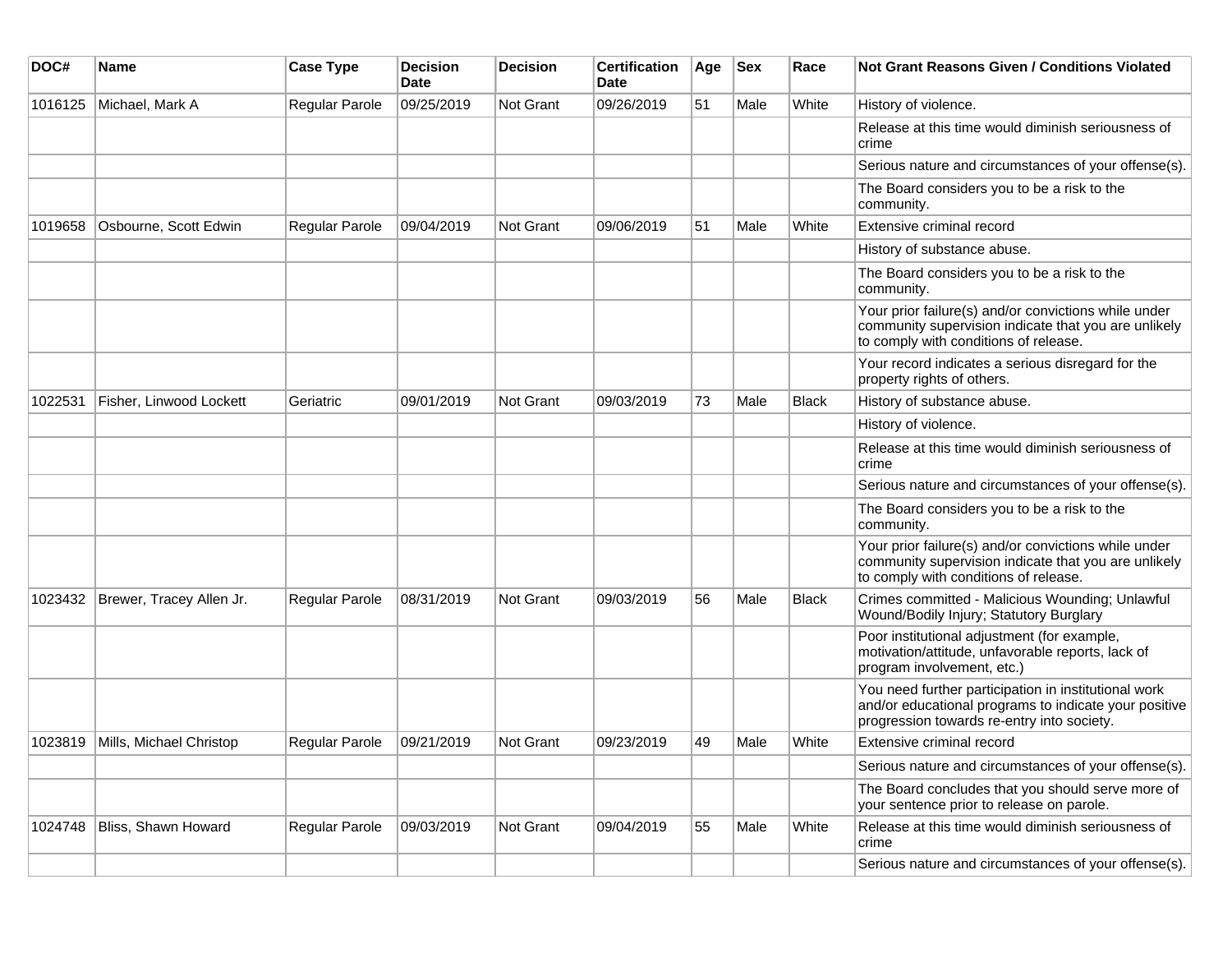| DOC# | Name | Case Type | Decision Date | Decision | Certification Date | Age | Sex | Race | Not Grant Reasons Given / Conditions Violated |
|---|---|---|---|---|---|---|---|---|---|
| 1016125 | Michael, Mark A | Regular Parole | 09/25/2019 | Not Grant | 09/26/2019 | 51 | Male | White | History of violence. |
| | | | | | | | | | Release at this time would diminish seriousness of crime |
| | | | | | | | | | Serious nature and circumstances of your offense(s). |
| | | | | | | | | | The Board considers you to be a risk to the community. |
| 1019658 | Osbourne, Scott Edwin | Regular Parole | 09/04/2019 | Not Grant | 09/06/2019 | 51 | Male | White | Extensive criminal record |
| | | | | | | | | | History of substance abuse. |
| | | | | | | | | | The Board considers you to be a risk to the community. |
| | | | | | | | | | Your prior failure(s) and/or convictions while under community supervision indicate that you are unlikely to comply with conditions of release. |
| | | | | | | | | | Your record indicates a serious disregard for the property rights of others. |
| 1022531 | Fisher, Linwood Lockett | Geriatric | 09/01/2019 | Not Grant | 09/03/2019 | 73 | Male | Black | History of substance abuse. |
| | | | | | | | | | History of violence. |
| | | | | | | | | | Release at this time would diminish seriousness of crime |
| | | | | | | | | | Serious nature and circumstances of your offense(s). |
| | | | | | | | | | The Board considers you to be a risk to the community. |
| | | | | | | | | | Your prior failure(s) and/or convictions while under community supervision indicate that you are unlikely to comply with conditions of release. |
| 1023432 | Brewer, Tracey Allen Jr. | Regular Parole | 08/31/2019 | Not Grant | 09/03/2019 | 56 | Male | Black | Crimes committed - Malicious Wounding; Unlawful Wound/Bodily Injury; Statutory Burglary |
| | | | | | | | | | Poor institutional adjustment (for example, motivation/attitude, unfavorable reports, lack of program involvement, etc.) |
| | | | | | | | | | You need further participation in institutional work and/or educational programs to indicate your positive progression towards re-entry into society. |
| 1023819 | Mills, Michael Christop | Regular Parole | 09/21/2019 | Not Grant | 09/23/2019 | 49 | Male | White | Extensive criminal record |
| | | | | | | | | | Serious nature and circumstances of your offense(s). |
| | | | | | | | | | The Board concludes that you should serve more of your sentence prior to release on parole. |
| 1024748 | Bliss, Shawn Howard | Regular Parole | 09/03/2019 | Not Grant | 09/04/2019 | 55 | Male | White | Release at this time would diminish seriousness of crime |
| | | | | | | | | | Serious nature and circumstances of your offense(s). |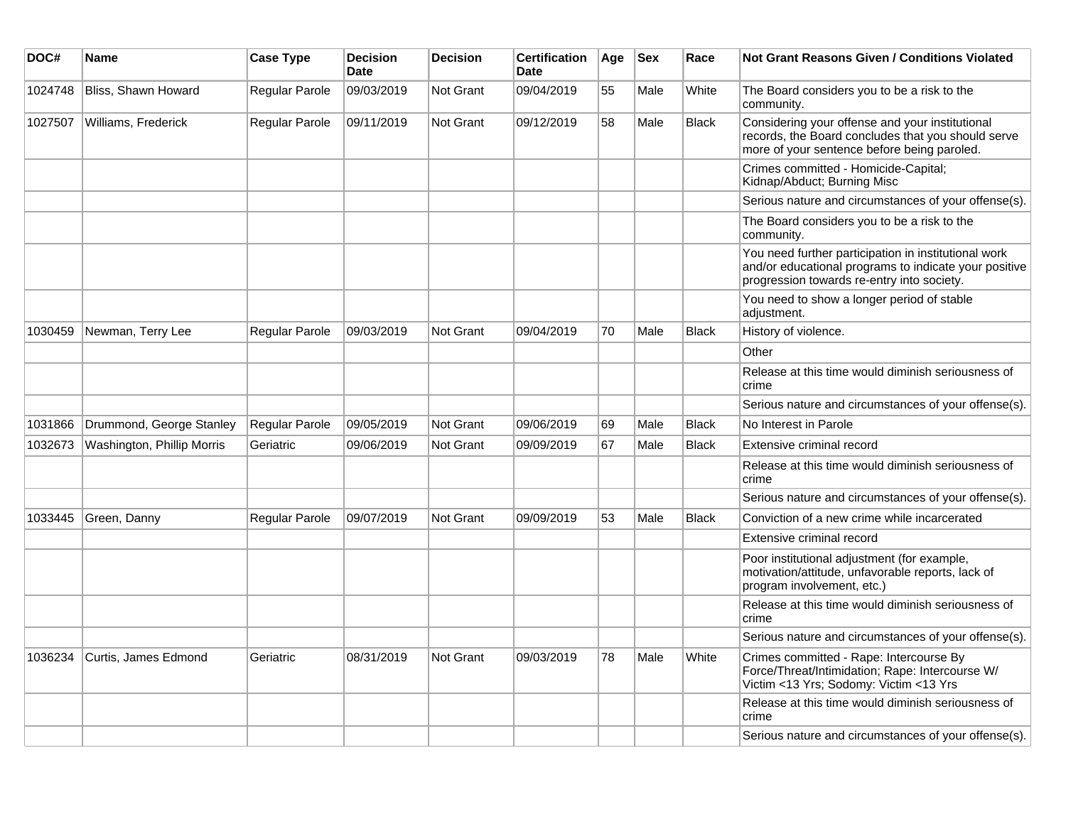| DOC# | Name | Case Type | Decision Date | Decision | Certification Date | Age | Sex | Race | Not Grant Reasons Given / Conditions Violated |
|---|---|---|---|---|---|---|---|---|---|
| 1024748 | Bliss, Shawn Howard | Regular Parole | 09/03/2019 | Not Grant | 09/04/2019 | 55 | Male | White | The Board considers you to be a risk to the community. |
| 1027507 | Williams, Frederick | Regular Parole | 09/11/2019 | Not Grant | 09/12/2019 | 58 | Male | Black | Considering your offense and your institutional records, the Board concludes that you should serve more of your sentence before being paroled. |
| | | | | | | | | | Crimes committed - Homicide-Capital; Kidnap/Abduct; Burning Misc |
| | | | | | | | | | Serious nature and circumstances of your offense(s). |
| | | | | | | | | | The Board considers you to be a risk to the community. |
| | | | | | | | | | You need further participation in institutional work and/or educational programs to indicate your positive progression towards re-entry into society. |
| | | | | | | | | | You need to show a longer period of stable adjustment. |
| 1030459 | Newman, Terry Lee | Regular Parole | 09/03/2019 | Not Grant | 09/04/2019 | 70 | Male | Black | History of violence. |
| | | | | | | | | | Other |
| | | | | | | | | | Release at this time would diminish seriousness of crime |
| | | | | | | | | | Serious nature and circumstances of your offense(s). |
| 1031866 | Drummond, George Stanley | Regular Parole | 09/05/2019 | Not Grant | 09/06/2019 | 69 | Male | Black | No Interest in Parole |
| 1032673 | Washington, Phillip Morris | Geriatric | 09/06/2019 | Not Grant | 09/09/2019 | 67 | Male | Black | Extensive criminal record |
| | | | | | | | | | Release at this time would diminish seriousness of crime |
| | | | | | | | | | Serious nature and circumstances of your offense(s). |
| 1033445 | Green, Danny | Regular Parole | 09/07/2019 | Not Grant | 09/09/2019 | 53 | Male | Black | Conviction of a new crime while incarcerated |
| | | | | | | | | | Extensive criminal record |
| | | | | | | | | | Poor institutional adjustment (for example, motivation/attitude, unfavorable reports, lack of program involvement, etc.) |
| | | | | | | | | | Release at this time would diminish seriousness of crime |
| | | | | | | | | | Serious nature and circumstances of your offense(s). |
| 1036234 | Curtis, James Edmond | Geriatric | 08/31/2019 | Not Grant | 09/03/2019 | 78 | Male | White | Crimes committed - Rape: Intercourse By Force/Threat/Intimidation; Rape: Intercourse W/ Victim <13 Yrs; Sodomy: Victim <13 Yrs |
| | | | | | | | | | Release at this time would diminish seriousness of crime |
| | | | | | | | | | Serious nature and circumstances of your offense(s). |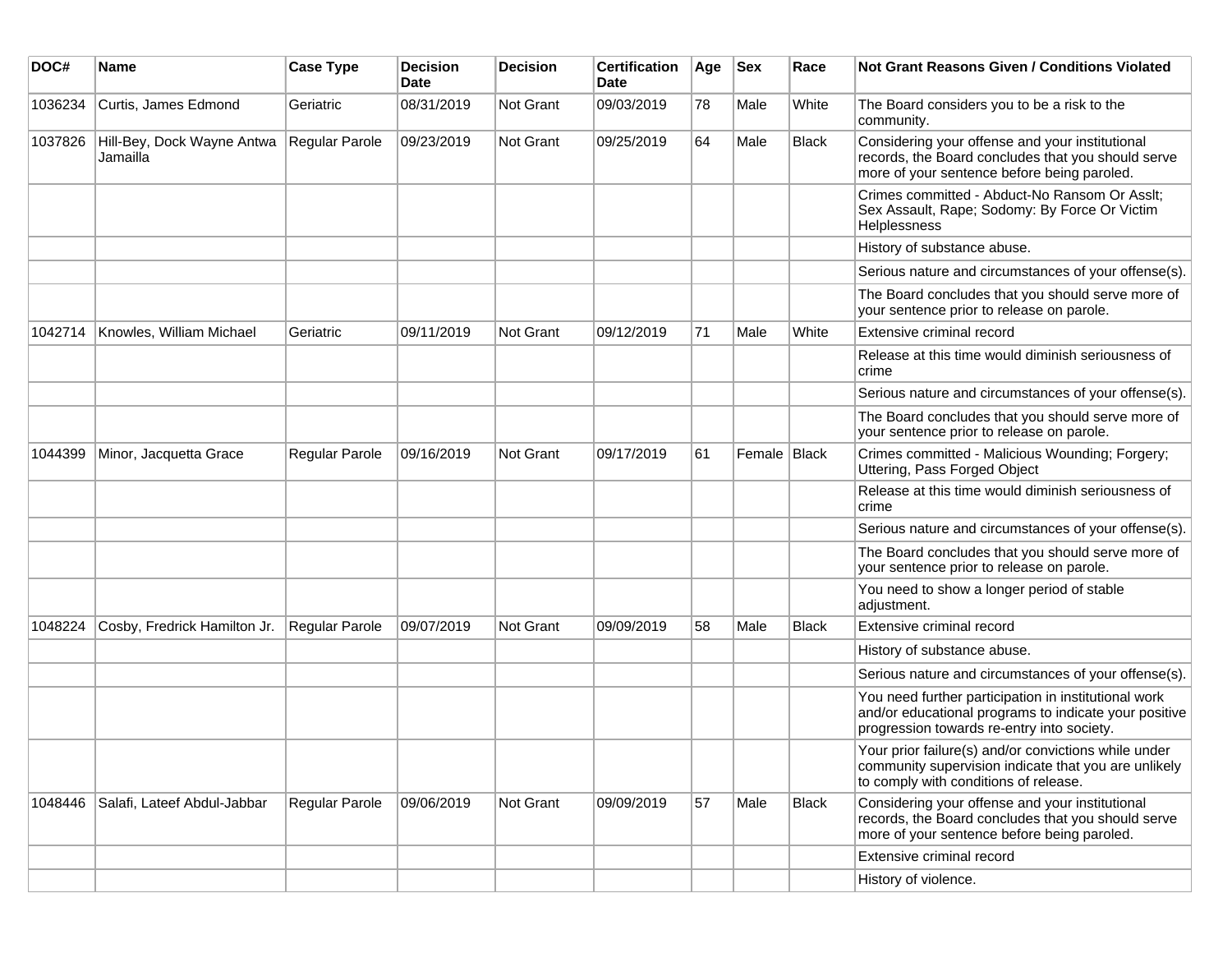| DOC# | Name | Case Type | Decision Date | Decision | Certification Date | Age | Sex | Race | Not Grant Reasons Given / Conditions Violated |
|---|---|---|---|---|---|---|---|---|---|
| 1036234 | Curtis, James Edmond | Geriatric | 08/31/2019 | Not Grant | 09/03/2019 | 78 | Male | White | The Board considers you to be a risk to the community. |
| 1037826 | Hill-Bey, Dock Wayne Antwa Jamailla | Regular Parole | 09/23/2019 | Not Grant | 09/25/2019 | 64 | Male | Black | Considering your offense and your institutional records, the Board concludes that you should serve more of your sentence before being paroled. |
| | | | | | | | | | Crimes committed - Abduct-No Ransom Or Asslt; Sex Assault, Rape; Sodomy: By Force Or Victim Helplessness |
| | | | | | | | | | History of substance abuse. |
| | | | | | | | | | Serious nature and circumstances of your offense(s). |
| | | | | | | | | | The Board concludes that you should serve more of your sentence prior to release on parole. |
| 1042714 | Knowles, William Michael | Geriatric | 09/11/2019 | Not Grant | 09/12/2019 | 71 | Male | White | Extensive criminal record |
| | | | | | | | | | Release at this time would diminish seriousness of crime |
| | | | | | | | | | Serious nature and circumstances of your offense(s). |
| | | | | | | | | | The Board concludes that you should serve more of your sentence prior to release on parole. |
| 1044399 | Minor, Jacquetta Grace | Regular Parole | 09/16/2019 | Not Grant | 09/17/2019 | 61 | Female | Black | Crimes committed - Malicious Wounding; Forgery; Uttering, Pass Forged Object |
| | | | | | | | | | Release at this time would diminish seriousness of crime |
| | | | | | | | | | Serious nature and circumstances of your offense(s). |
| | | | | | | | | | The Board concludes that you should serve more of your sentence prior to release on parole. |
| | | | | | | | | | You need to show a longer period of stable adjustment. |
| 1048224 | Cosby, Fredrick Hamilton Jr. | Regular Parole | 09/07/2019 | Not Grant | 09/09/2019 | 58 | Male | Black | Extensive criminal record |
| | | | | | | | | | History of substance abuse. |
| | | | | | | | | | Serious nature and circumstances of your offense(s). |
| | | | | | | | | | You need further participation in institutional work and/or educational programs to indicate your positive progression towards re-entry into society. |
| | | | | | | | | | Your prior failure(s) and/or convictions while under community supervision indicate that you are unlikely to comply with conditions of release. |
| 1048446 | Salafi, Lateef Abdul-Jabbar | Regular Parole | 09/06/2019 | Not Grant | 09/09/2019 | 57 | Male | Black | Considering your offense and your institutional records, the Board concludes that you should serve more of your sentence before being paroled. |
| | | | | | | | | | Extensive criminal record |
| | | | | | | | | | History of violence. |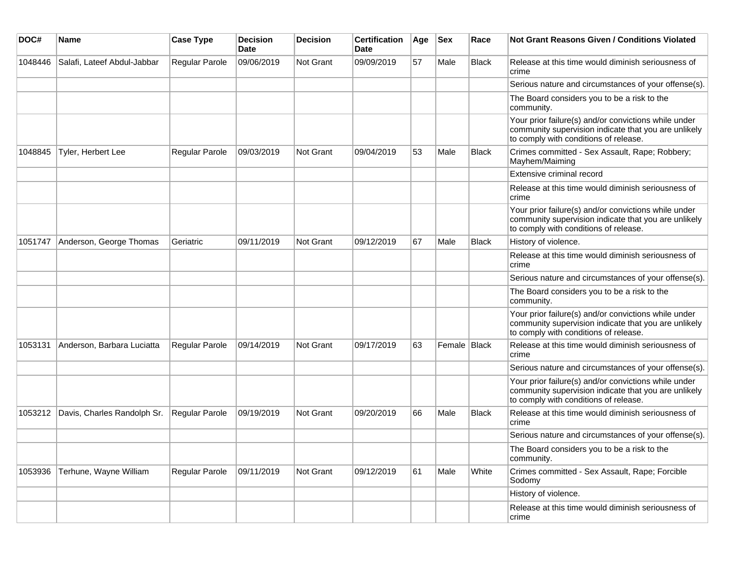| DOC# | Name | Case Type | Decision Date | Decision | Certification Date | Age | Sex | Race | Not Grant Reasons Given / Conditions Violated |
|---|---|---|---|---|---|---|---|---|---|
| 1048446 | Salafi, Lateef Abdul-Jabbar | Regular Parole | 09/06/2019 | Not Grant | 09/09/2019 | 57 | Male | Black | Release at this time would diminish seriousness of crime |
| | | | | | | | | | Serious nature and circumstances of your offense(s). |
| | | | | | | | | | The Board considers you to be a risk to the community. |
| | | | | | | | | | Your prior failure(s) and/or convictions while under community supervision indicate that you are unlikely to comply with conditions of release. |
| 1048845 | Tyler, Herbert Lee | Regular Parole | 09/03/2019 | Not Grant | 09/04/2019 | 53 | Male | Black | Crimes committed - Sex Assault, Rape; Robbery; Mayhem/Maiming |
| | | | | | | | | | Extensive criminal record |
| | | | | | | | | | Release at this time would diminish seriousness of crime |
| | | | | | | | | | Your prior failure(s) and/or convictions while under community supervision indicate that you are unlikely to comply with conditions of release. |
| 1051747 | Anderson, George Thomas | Geriatric | 09/11/2019 | Not Grant | 09/12/2019 | 67 | Male | Black | History of violence. |
| | | | | | | | | | Release at this time would diminish seriousness of crime |
| | | | | | | | | | Serious nature and circumstances of your offense(s). |
| | | | | | | | | | The Board considers you to be a risk to the community. |
| | | | | | | | | | Your prior failure(s) and/or convictions while under community supervision indicate that you are unlikely to comply with conditions of release. |
| 1053131 | Anderson, Barbara Luciatta | Regular Parole | 09/14/2019 | Not Grant | 09/17/2019 | 63 | Female | Black | Release at this time would diminish seriousness of crime |
| | | | | | | | | | Serious nature and circumstances of your offense(s). |
| | | | | | | | | | Your prior failure(s) and/or convictions while under community supervision indicate that you are unlikely to comply with conditions of release. |
| 1053212 | Davis, Charles Randolph Sr. | Regular Parole | 09/19/2019 | Not Grant | 09/20/2019 | 66 | Male | Black | Release at this time would diminish seriousness of crime |
| | | | | | | | | | Serious nature and circumstances of your offense(s). |
| | | | | | | | | | The Board considers you to be a risk to the community. |
| 1053936 | Terhune, Wayne William | Regular Parole | 09/11/2019 | Not Grant | 09/12/2019 | 61 | Male | White | Crimes committed - Sex Assault, Rape; Forcible Sodomy |
| | | | | | | | | | History of violence. |
| | | | | | | | | | Release at this time would diminish seriousness of crime |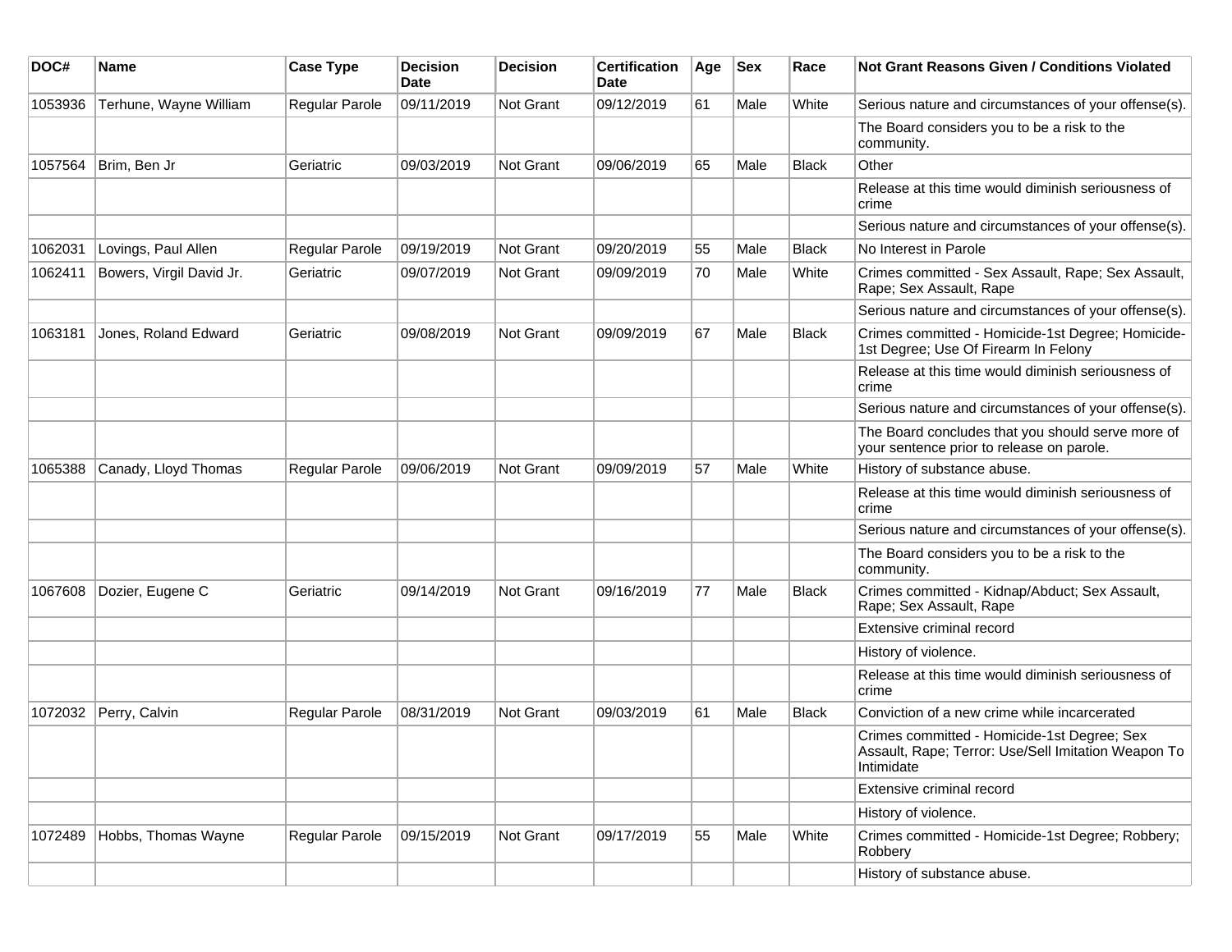| DOC# | Name | Case Type | Decision Date | Decision | Certification Date | Age | Sex | Race | Not Grant Reasons Given / Conditions Violated |
|---|---|---|---|---|---|---|---|---|---|
| 1053936 | Terhune, Wayne William | Regular Parole | 09/11/2019 | Not Grant | 09/12/2019 | 61 | Male | White | Serious nature and circumstances of your offense(s). |
| | | | | | | | | | The Board considers you to be a risk to the community. |
| 1057564 | Brim, Ben Jr | Geriatric | 09/03/2019 | Not Grant | 09/06/2019 | 65 | Male | Black | Other |
| | | | | | | | | | Release at this time would diminish seriousness of crime |
| | | | | | | | | | Serious nature and circumstances of your offense(s). |
| 1062031 | Lovings, Paul Allen | Regular Parole | 09/19/2019 | Not Grant | 09/20/2019 | 55 | Male | Black | No Interest in Parole |
| 1062411 | Bowers, Virgil David Jr. | Geriatric | 09/07/2019 | Not Grant | 09/09/2019 | 70 | Male | White | Crimes committed - Sex Assault, Rape; Sex Assault, Rape; Sex Assault, Rape |
| | | | | | | | | | Serious nature and circumstances of your offense(s). |
| 1063181 | Jones, Roland Edward | Geriatric | 09/08/2019 | Not Grant | 09/09/2019 | 67 | Male | Black | Crimes committed - Homicide-1st Degree; Homicide-1st Degree; Use Of Firearm In Felony |
| | | | | | | | | | Release at this time would diminish seriousness of crime |
| | | | | | | | | | Serious nature and circumstances of your offense(s). |
| | | | | | | | | | The Board concludes that you should serve more of your sentence prior to release on parole. |
| 1065388 | Canady, Lloyd Thomas | Regular Parole | 09/06/2019 | Not Grant | 09/09/2019 | 57 | Male | White | History of substance abuse. |
| | | | | | | | | | Release at this time would diminish seriousness of crime |
| | | | | | | | | | Serious nature and circumstances of your offense(s). |
| | | | | | | | | | The Board considers you to be a risk to the community. |
| 1067608 | Dozier, Eugene C | Geriatric | 09/14/2019 | Not Grant | 09/16/2019 | 77 | Male | Black | Crimes committed - Kidnap/Abduct; Sex Assault, Rape; Sex Assault, Rape |
| | | | | | | | | | Extensive criminal record |
| | | | | | | | | | History of violence. |
| | | | | | | | | | Release at this time would diminish seriousness of crime |
| 1072032 | Perry, Calvin | Regular Parole | 08/31/2019 | Not Grant | 09/03/2019 | 61 | Male | Black | Conviction of a new crime while incarcerated |
| | | | | | | | | | Crimes committed - Homicide-1st Degree; Sex Assault, Rape; Terror: Use/Sell Imitation Weapon To Intimidate |
| | | | | | | | | | Extensive criminal record |
| | | | | | | | | | History of violence. |
| 1072489 | Hobbs, Thomas Wayne | Regular Parole | 09/15/2019 | Not Grant | 09/17/2019 | 55 | Male | White | Crimes committed - Homicide-1st Degree; Robbery; Robbery |
| | | | | | | | | | History of substance abuse. |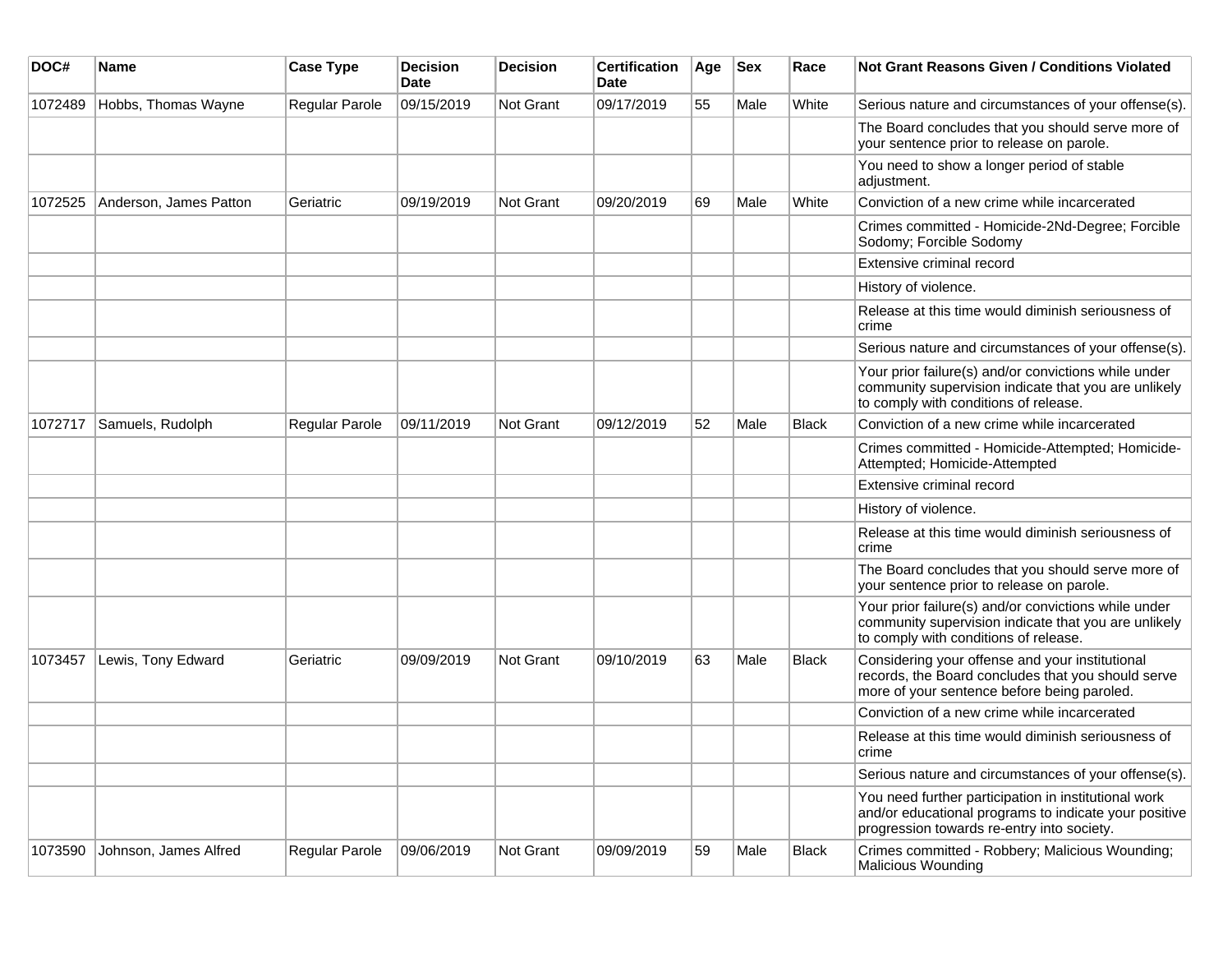| DOC# | Name | Case Type | Decision Date | Decision | Certification Date | Age | Sex | Race | Not Grant Reasons Given / Conditions Violated |
|---|---|---|---|---|---|---|---|---|---|
| 1072489 | Hobbs, Thomas Wayne | Regular Parole | 09/15/2019 | Not Grant | 09/17/2019 | 55 | Male | White | Serious nature and circumstances of your offense(s). |
| | | | | | | | | | The Board concludes that you should serve more of your sentence prior to release on parole. |
| | | | | | | | | | You need to show a longer period of stable adjustment. |
| 1072525 | Anderson, James Patton | Geriatric | 09/19/2019 | Not Grant | 09/20/2019 | 69 | Male | White | Conviction of a new crime while incarcerated |
| | | | | | | | | | Crimes committed - Homicide-2Nd-Degree; Forcible Sodomy; Forcible Sodomy |
| | | | | | | | | | Extensive criminal record |
| | | | | | | | | | History of violence. |
| | | | | | | | | | Release at this time would diminish seriousness of crime |
| | | | | | | | | | Serious nature and circumstances of your offense(s). |
| | | | | | | | | | Your prior failure(s) and/or convictions while under community supervision indicate that you are unlikely to comply with conditions of release. |
| 1072717 | Samuels, Rudolph | Regular Parole | 09/11/2019 | Not Grant | 09/12/2019 | 52 | Male | Black | Conviction of a new crime while incarcerated |
| | | | | | | | | | Crimes committed - Homicide-Attempted; Homicide-Attempted; Homicide-Attempted |
| | | | | | | | | | Extensive criminal record |
| | | | | | | | | | History of violence. |
| | | | | | | | | | Release at this time would diminish seriousness of crime |
| | | | | | | | | | The Board concludes that you should serve more of your sentence prior to release on parole. |
| | | | | | | | | | Your prior failure(s) and/or convictions while under community supervision indicate that you are unlikely to comply with conditions of release. |
| 1073457 | Lewis, Tony Edward | Geriatric | 09/09/2019 | Not Grant | 09/10/2019 | 63 | Male | Black | Considering your offense and your institutional records, the Board concludes that you should serve more of your sentence before being paroled. |
| | | | | | | | | | Conviction of a new crime while incarcerated |
| | | | | | | | | | Release at this time would diminish seriousness of crime |
| | | | | | | | | | Serious nature and circumstances of your offense(s). |
| | | | | | | | | | You need further participation in institutional work and/or educational programs to indicate your positive progression towards re-entry into society. |
| 1073590 | Johnson, James Alfred | Regular Parole | 09/06/2019 | Not Grant | 09/09/2019 | 59 | Male | Black | Crimes committed - Robbery; Malicious Wounding; Malicious Wounding |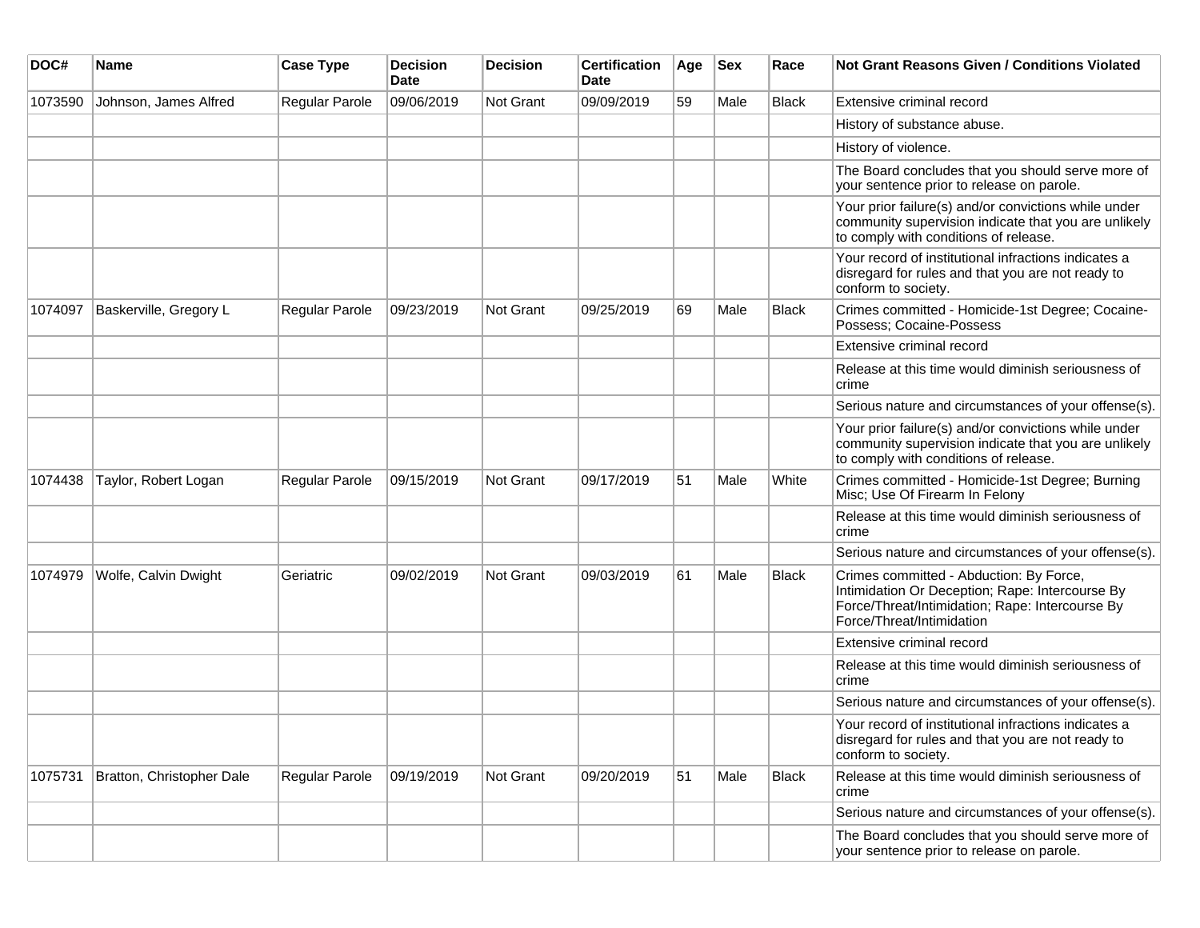| DOC# | Name | Case Type | Decision Date | Decision | Certification Date | Age | Sex | Race | Not Grant Reasons Given / Conditions Violated |
|---|---|---|---|---|---|---|---|---|---|
| 1073590 | Johnson, James Alfred | Regular Parole | 09/06/2019 | Not Grant | 09/09/2019 | 59 | Male | Black | Extensive criminal record |
| | | | | | | | | | History of substance abuse. |
| | | | | | | | | | History of violence. |
| | | | | | | | | | The Board concludes that you should serve more of your sentence prior to release on parole. |
| | | | | | | | | | Your prior failure(s) and/or convictions while under community supervision indicate that you are unlikely to comply with conditions of release. |
| | | | | | | | | | Your record of institutional infractions indicates a disregard for rules and that you are not ready to conform to society. |
| 1074097 | Baskerville, Gregory L | Regular Parole | 09/23/2019 | Not Grant | 09/25/2019 | 69 | Male | Black | Crimes committed - Homicide-1st Degree; Cocaine-Possess; Cocaine-Possess |
| | | | | | | | | | Extensive criminal record |
| | | | | | | | | | Release at this time would diminish seriousness of crime |
| | | | | | | | | | Serious nature and circumstances of your offense(s). |
| | | | | | | | | | Your prior failure(s) and/or convictions while under community supervision indicate that you are unlikely to comply with conditions of release. |
| 1074438 | Taylor, Robert Logan | Regular Parole | 09/15/2019 | Not Grant | 09/17/2019 | 51 | Male | White | Crimes committed - Homicide-1st Degree; Burning Misc; Use Of Firearm In Felony |
| | | | | | | | | | Release at this time would diminish seriousness of crime |
| | | | | | | | | | Serious nature and circumstances of your offense(s). |
| 1074979 | Wolfe, Calvin Dwight | Geriatric | 09/02/2019 | Not Grant | 09/03/2019 | 61 | Male | Black | Crimes committed - Abduction: By Force, Intimidation Or Deception; Rape: Intercourse By Force/Threat/Intimidation; Rape: Intercourse By Force/Threat/Intimidation |
| | | | | | | | | | Extensive criminal record |
| | | | | | | | | | Release at this time would diminish seriousness of crime |
| | | | | | | | | | Serious nature and circumstances of your offense(s). |
| | | | | | | | | | Your record of institutional infractions indicates a disregard for rules and that you are not ready to conform to society. |
| 1075731 | Bratton, Christopher Dale | Regular Parole | 09/19/2019 | Not Grant | 09/20/2019 | 51 | Male | Black | Release at this time would diminish seriousness of crime |
| | | | | | | | | | Serious nature and circumstances of your offense(s). |
| | | | | | | | | | The Board concludes that you should serve more of your sentence prior to release on parole. |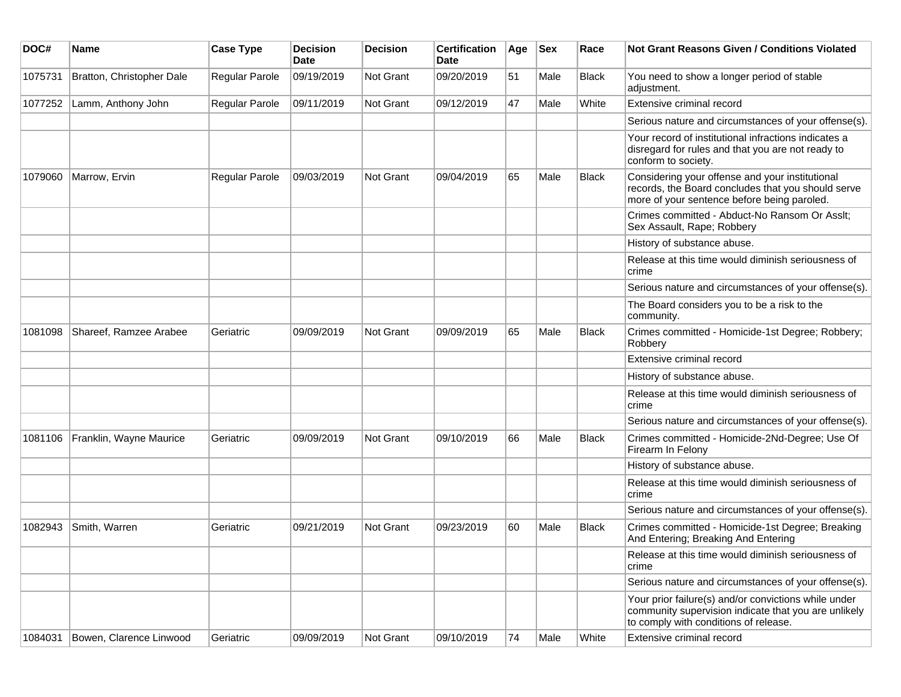| DOC# | Name | Case Type | Decision Date | Decision | Certification Date | Age | Sex | Race | Not Grant Reasons Given / Conditions Violated |
|---|---|---|---|---|---|---|---|---|---|
| 1075731 | Bratton, Christopher Dale | Regular Parole | 09/19/2019 | Not Grant | 09/20/2019 | 51 | Male | Black | You need to show a longer period of stable adjustment. |
| 1077252 | Lamm, Anthony John | Regular Parole | 09/11/2019 | Not Grant | 09/12/2019 | 47 | Male | White | Extensive criminal record |
| | | | | | | | | | Serious nature and circumstances of your offense(s). |
| | | | | | | | | | Your record of institutional infractions indicates a disregard for rules and that you are not ready to conform to society. |
| 1079060 | Marrow, Ervin | Regular Parole | 09/03/2019 | Not Grant | 09/04/2019 | 65 | Male | Black | Considering your offense and your institutional records, the Board concludes that you should serve more of your sentence before being paroled. |
| | | | | | | | | | Crimes committed - Abduct-No Ransom Or Asslt; Sex Assault, Rape; Robbery |
| | | | | | | | | | History of substance abuse. |
| | | | | | | | | | Release at this time would diminish seriousness of crime |
| | | | | | | | | | Serious nature and circumstances of your offense(s). |
| | | | | | | | | | The Board considers you to be a risk to the community. |
| 1081098 | Shareef, Ramzee Arabee | Geriatric | 09/09/2019 | Not Grant | 09/09/2019 | 65 | Male | Black | Crimes committed - Homicide-1st Degree; Robbery; Robbery |
| | | | | | | | | | Extensive criminal record |
| | | | | | | | | | History of substance abuse. |
| | | | | | | | | | Release at this time would diminish seriousness of crime |
| | | | | | | | | | Serious nature and circumstances of your offense(s). |
| 1081106 | Franklin, Wayne Maurice | Geriatric | 09/09/2019 | Not Grant | 09/10/2019 | 66 | Male | Black | Crimes committed - Homicide-2Nd-Degree; Use Of Firearm In Felony |
| | | | | | | | | | History of substance abuse. |
| | | | | | | | | | Release at this time would diminish seriousness of crime |
| | | | | | | | | | Serious nature and circumstances of your offense(s). |
| 1082943 | Smith, Warren | Geriatric | 09/21/2019 | Not Grant | 09/23/2019 | 60 | Male | Black | Crimes committed - Homicide-1st Degree; Breaking And Entering; Breaking And Entering |
| | | | | | | | | | Release at this time would diminish seriousness of crime |
| | | | | | | | | | Serious nature and circumstances of your offense(s). |
| | | | | | | | | | Your prior failure(s) and/or convictions while under community supervision indicate that you are unlikely to comply with conditions of release. |
| 1084031 | Bowen, Clarence Linwood | Geriatric | 09/09/2019 | Not Grant | 09/10/2019 | 74 | Male | White | Extensive criminal record |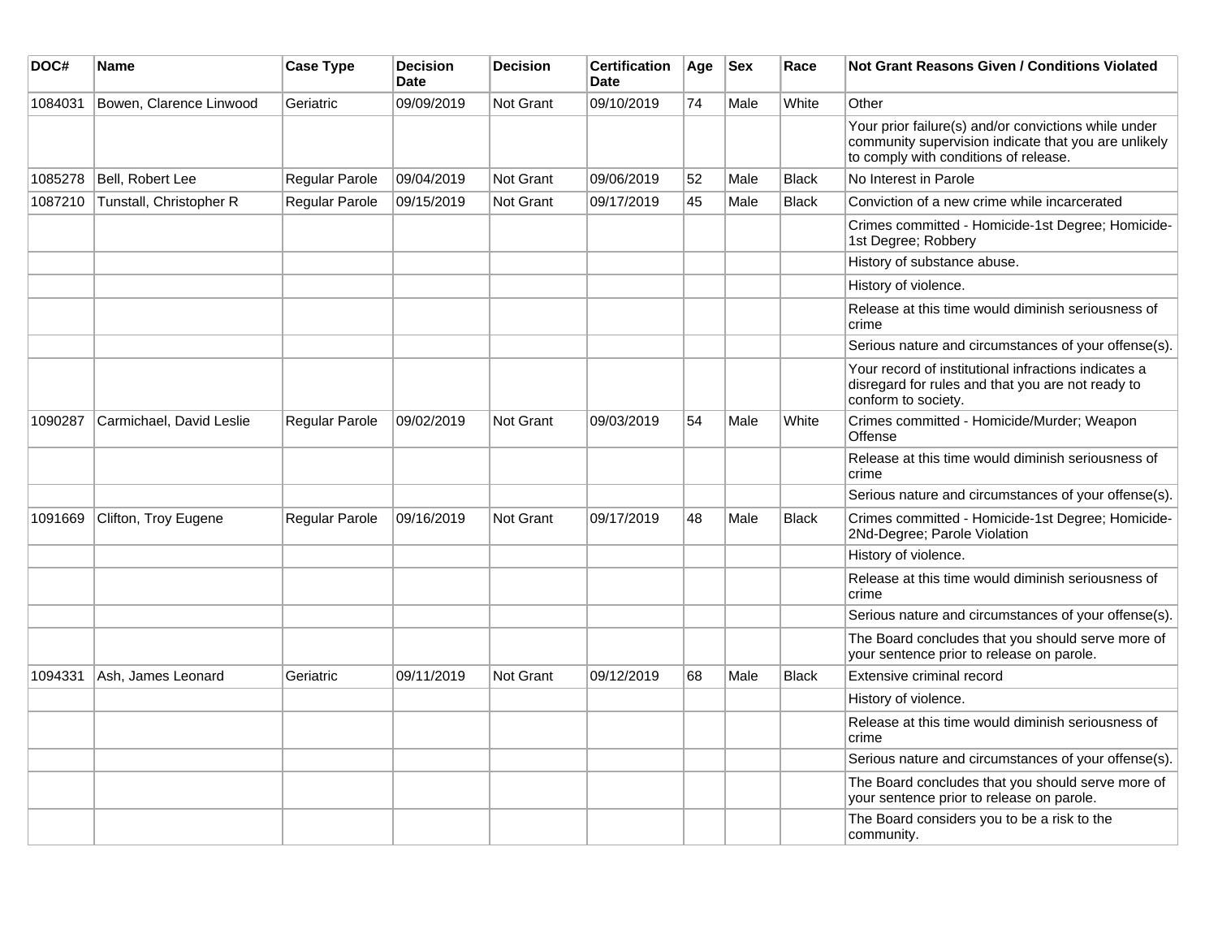| DOC# | Name | Case Type | Decision Date | Decision | Certification Date | Age | Sex | Race | Not Grant Reasons Given / Conditions Violated |
|---|---|---|---|---|---|---|---|---|---|
| 1084031 | Bowen, Clarence Linwood | Geriatric | 09/09/2019 | Not Grant | 09/10/2019 | 74 | Male | White | Other |
| | | | | | | | | | Your prior failure(s) and/or convictions while under community supervision indicate that you are unlikely to comply with conditions of release. |
| 1085278 | Bell, Robert Lee | Regular Parole | 09/04/2019 | Not Grant | 09/06/2019 | 52 | Male | Black | No Interest in Parole |
| 1087210 | Tunstall, Christopher R | Regular Parole | 09/15/2019 | Not Grant | 09/17/2019 | 45 | Male | Black | Conviction of a new crime while incarcerated |
| | | | | | | | | | Crimes committed - Homicide-1st Degree; Homicide-1st Degree; Robbery |
| | | | | | | | | | History of substance abuse. |
| | | | | | | | | | History of violence. |
| | | | | | | | | | Release at this time would diminish seriousness of crime |
| | | | | | | | | | Serious nature and circumstances of your offense(s). |
| | | | | | | | | | Your record of institutional infractions indicates a disregard for rules and that you are not ready to conform to society. |
| 1090287 | Carmichael, David Leslie | Regular Parole | 09/02/2019 | Not Grant | 09/03/2019 | 54 | Male | White | Crimes committed - Homicide/Murder; Weapon Offense |
| | | | | | | | | | Release at this time would diminish seriousness of crime |
| | | | | | | | | | Serious nature and circumstances of your offense(s). |
| 1091669 | Clifton, Troy Eugene | Regular Parole | 09/16/2019 | Not Grant | 09/17/2019 | 48 | Male | Black | Crimes committed - Homicide-1st Degree; Homicide-2Nd-Degree; Parole Violation |
| | | | | | | | | | History of violence. |
| | | | | | | | | | Release at this time would diminish seriousness of crime |
| | | | | | | | | | Serious nature and circumstances of your offense(s). |
| | | | | | | | | | The Board concludes that you should serve more of your sentence prior to release on parole. |
| 1094331 | Ash, James Leonard | Geriatric | 09/11/2019 | Not Grant | 09/12/2019 | 68 | Male | Black | Extensive criminal record |
| | | | | | | | | | History of violence. |
| | | | | | | | | | Release at this time would diminish seriousness of crime |
| | | | | | | | | | Serious nature and circumstances of your offense(s). |
| | | | | | | | | | The Board concludes that you should serve more of your sentence prior to release on parole. |
| | | | | | | | | | The Board considers you to be a risk to the community. |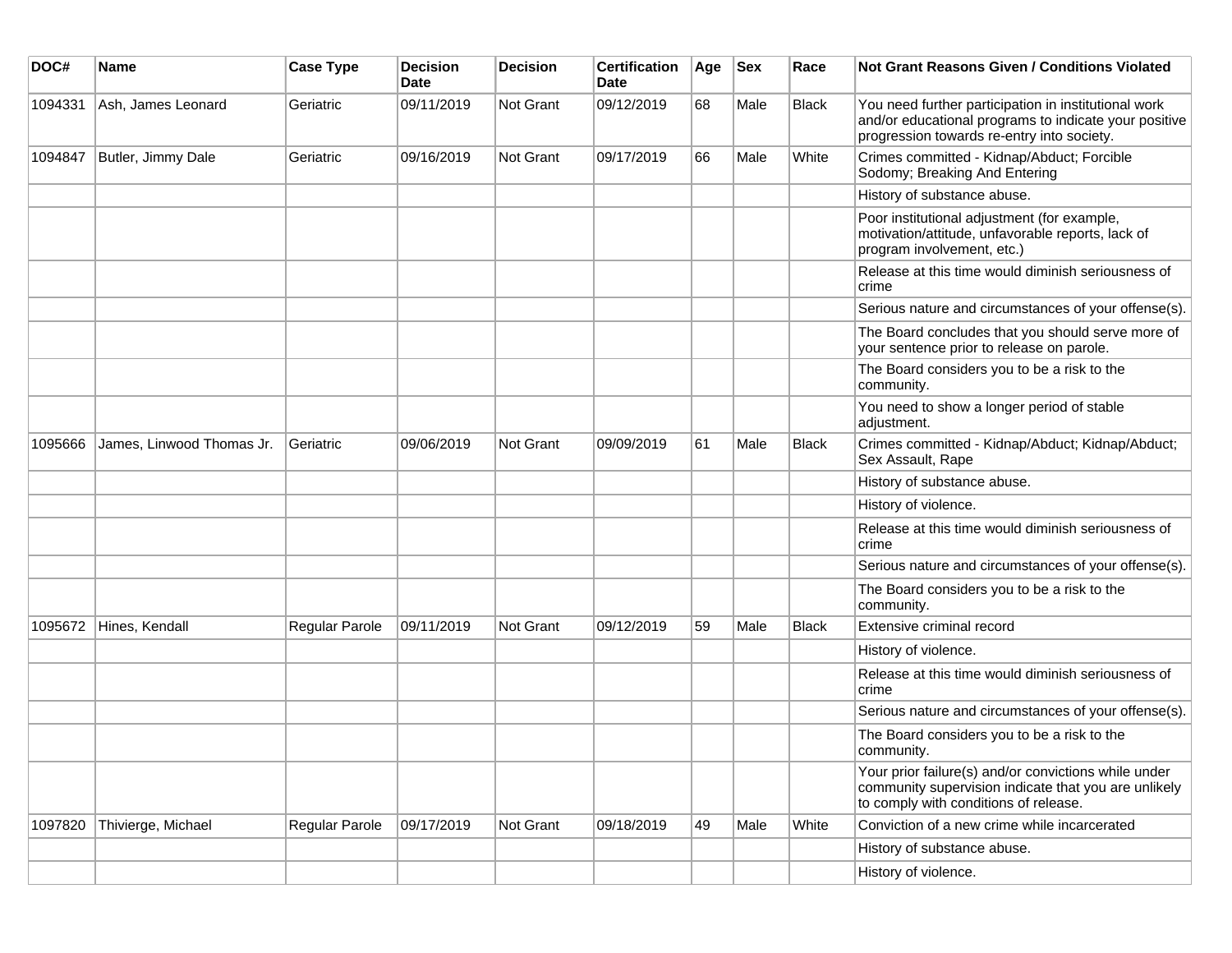| DOC# | Name | Case Type | Decision Date | Decision | Certification Date | Age | Sex | Race | Not Grant Reasons Given / Conditions Violated |
|---|---|---|---|---|---|---|---|---|---|
| 1094331 | Ash, James Leonard | Geriatric | 09/11/2019 | Not Grant | 09/12/2019 | 68 | Male | Black | You need further participation in institutional work and/or educational programs to indicate your positive progression towards re-entry into society. |
| 1094847 | Butler, Jimmy Dale | Geriatric | 09/16/2019 | Not Grant | 09/17/2019 | 66 | Male | White | Crimes committed - Kidnap/Abduct; Forcible Sodomy; Breaking And Entering |
| | | | | | | | | | History of substance abuse. |
| | | | | | | | | | Poor institutional adjustment (for example, motivation/attitude, unfavorable reports, lack of program involvement, etc.) |
| | | | | | | | | | Release at this time would diminish seriousness of crime |
| | | | | | | | | | Serious nature and circumstances of your offense(s). |
| | | | | | | | | | The Board concludes that you should serve more of your sentence prior to release on parole. |
| | | | | | | | | | The Board considers you to be a risk to the community. |
| | | | | | | | | | You need to show a longer period of stable adjustment. |
| 1095666 | James, Linwood Thomas Jr. | Geriatric | 09/06/2019 | Not Grant | 09/09/2019 | 61 | Male | Black | Crimes committed - Kidnap/Abduct; Kidnap/Abduct; Sex Assault, Rape |
| | | | | | | | | | History of substance abuse. |
| | | | | | | | | | History of violence. |
| | | | | | | | | | Release at this time would diminish seriousness of crime |
| | | | | | | | | | Serious nature and circumstances of your offense(s). |
| | | | | | | | | | The Board considers you to be a risk to the community. |
| 1095672 | Hines, Kendall | Regular Parole | 09/11/2019 | Not Grant | 09/12/2019 | 59 | Male | Black | Extensive criminal record |
| | | | | | | | | | History of violence. |
| | | | | | | | | | Release at this time would diminish seriousness of crime |
| | | | | | | | | | Serious nature and circumstances of your offense(s). |
| | | | | | | | | | The Board considers you to be a risk to the community. |
| | | | | | | | | | Your prior failure(s) and/or convictions while under community supervision indicate that you are unlikely to comply with conditions of release. |
| 1097820 | Thivierge, Michael | Regular Parole | 09/17/2019 | Not Grant | 09/18/2019 | 49 | Male | White | Conviction of a new crime while incarcerated |
| | | | | | | | | | History of substance abuse. |
| | | | | | | | | | History of violence. |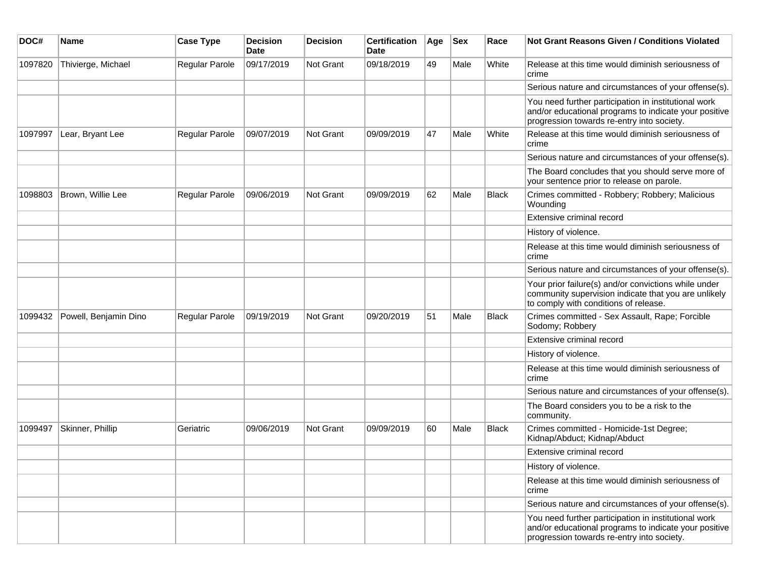| DOC# | Name | Case Type | Decision Date | Decision | Certification Date | Age | Sex | Race | Not Grant Reasons Given / Conditions Violated |
|---|---|---|---|---|---|---|---|---|---|
| 1097820 | Thivierge, Michael | Regular Parole | 09/17/2019 | Not Grant | 09/18/2019 | 49 | Male | White | Release at this time would diminish seriousness of crime |
| | | | | | | | | | Serious nature and circumstances of your offense(s). |
| | | | | | | | | | You need further participation in institutional work and/or educational programs to indicate your positive progression towards re-entry into society. |
| 1097997 | Lear, Bryant Lee | Regular Parole | 09/07/2019 | Not Grant | 09/09/2019 | 47 | Male | White | Release at this time would diminish seriousness of crime |
| | | | | | | | | | Serious nature and circumstances of your offense(s). |
| | | | | | | | | | The Board concludes that you should serve more of your sentence prior to release on parole. |
| 1098803 | Brown, Willie Lee | Regular Parole | 09/06/2019 | Not Grant | 09/09/2019 | 62 | Male | Black | Crimes committed - Robbery; Robbery; Malicious Wounding |
| | | | | | | | | | Extensive criminal record |
| | | | | | | | | | History of violence. |
| | | | | | | | | | Release at this time would diminish seriousness of crime |
| | | | | | | | | | Serious nature and circumstances of your offense(s). |
| | | | | | | | | | Your prior failure(s) and/or convictions while under community supervision indicate that you are unlikely to comply with conditions of release. |
| 1099432 | Powell, Benjamin Dino | Regular Parole | 09/19/2019 | Not Grant | 09/20/2019 | 51 | Male | Black | Crimes committed - Sex Assault, Rape; Forcible Sodomy; Robbery |
| | | | | | | | | | Extensive criminal record |
| | | | | | | | | | History of violence. |
| | | | | | | | | | Release at this time would diminish seriousness of crime |
| | | | | | | | | | Serious nature and circumstances of your offense(s). |
| | | | | | | | | | The Board considers you to be a risk to the community. |
| 1099497 | Skinner, Phillip | Geriatric | 09/06/2019 | Not Grant | 09/09/2019 | 60 | Male | Black | Crimes committed - Homicide-1st Degree; Kidnap/Abduct; Kidnap/Abduct |
| | | | | | | | | | Extensive criminal record |
| | | | | | | | | | History of violence. |
| | | | | | | | | | Release at this time would diminish seriousness of crime |
| | | | | | | | | | Serious nature and circumstances of your offense(s). |
| | | | | | | | | | You need further participation in institutional work and/or educational programs to indicate your positive progression towards re-entry into society. |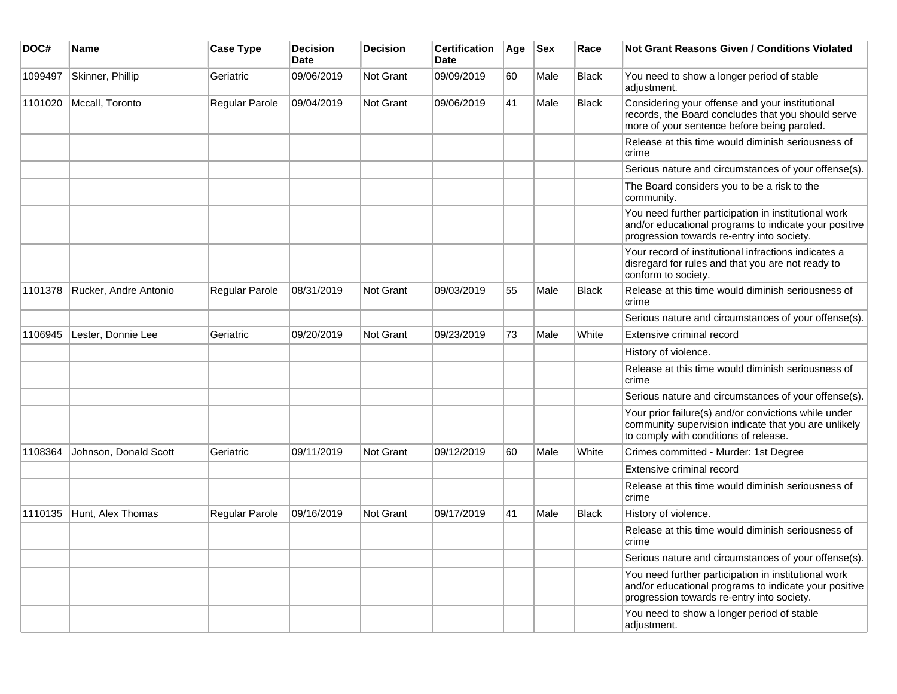| DOC# | Name | Case Type | Decision Date | Decision | Certification Date | Age | Sex | Race | Not Grant Reasons Given / Conditions Violated |
|---|---|---|---|---|---|---|---|---|---|
| 1099497 | Skinner, Phillip | Geriatric | 09/06/2019 | Not Grant | 09/09/2019 | 60 | Male | Black | You need to show a longer period of stable adjustment. |
| 1101020 | Mccall, Toronto | Regular Parole | 09/04/2019 | Not Grant | 09/06/2019 | 41 | Male | Black | Considering your offense and your institutional records, the Board concludes that you should serve more of your sentence before being paroled. |
| | | | | | | | | | Release at this time would diminish seriousness of crime |
| | | | | | | | | | Serious nature and circumstances of your offense(s). |
| | | | | | | | | | The Board considers you to be a risk to the community. |
| | | | | | | | | | You need further participation in institutional work and/or educational programs to indicate your positive progression towards re-entry into society. |
| | | | | | | | | | Your record of institutional infractions indicates a disregard for rules and that you are not ready to conform to society. |
| 1101378 | Rucker, Andre Antonio | Regular Parole | 08/31/2019 | Not Grant | 09/03/2019 | 55 | Male | Black | Release at this time would diminish seriousness of crime |
| | | | | | | | | | Serious nature and circumstances of your offense(s). |
| 1106945 | Lester, Donnie Lee | Geriatric | 09/20/2019 | Not Grant | 09/23/2019 | 73 | Male | White | Extensive criminal record |
| | | | | | | | | | History of violence. |
| | | | | | | | | | Release at this time would diminish seriousness of crime |
| | | | | | | | | | Serious nature and circumstances of your offense(s). |
| | | | | | | | | | Your prior failure(s) and/or convictions while under community supervision indicate that you are unlikely to comply with conditions of release. |
| 1108364 | Johnson, Donald Scott | Geriatric | 09/11/2019 | Not Grant | 09/12/2019 | 60 | Male | White | Crimes committed - Murder: 1st Degree |
| | | | | | | | | | Extensive criminal record |
| | | | | | | | | | Release at this time would diminish seriousness of crime |
| 1110135 | Hunt, Alex Thomas | Regular Parole | 09/16/2019 | Not Grant | 09/17/2019 | 41 | Male | Black | History of violence. |
| | | | | | | | | | Release at this time would diminish seriousness of crime |
| | | | | | | | | | Serious nature and circumstances of your offense(s). |
| | | | | | | | | | You need further participation in institutional work and/or educational programs to indicate your positive progression towards re-entry into society. |
| | | | | | | | | | You need to show a longer period of stable adjustment. |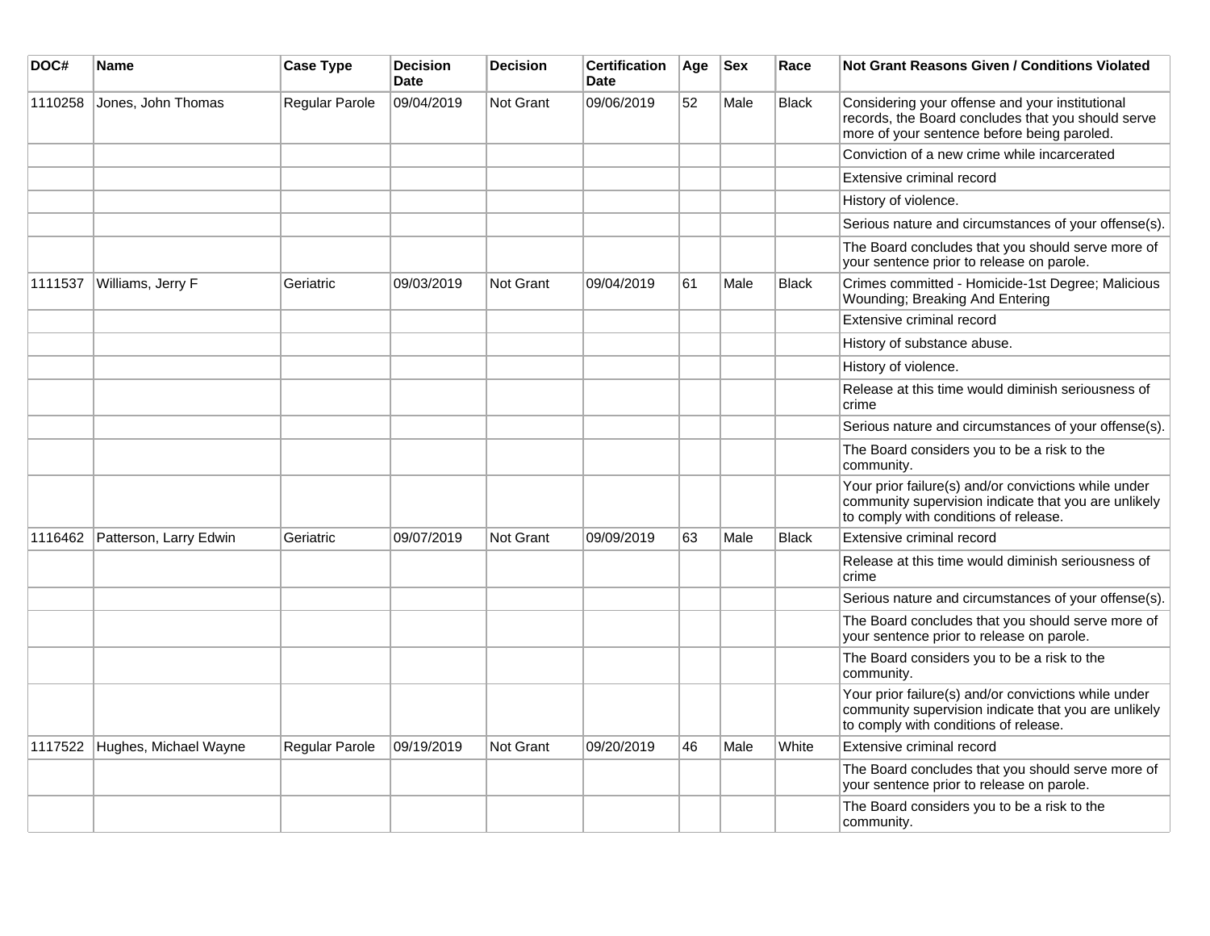| DOC# | Name | Case Type | Decision Date | Decision | Certification Date | Age | Sex | Race | Not Grant Reasons Given / Conditions Violated |
|---|---|---|---|---|---|---|---|---|---|
| 1110258 | Jones, John Thomas | Regular Parole | 09/04/2019 | Not Grant | 09/06/2019 | 52 | Male | Black | Considering your offense and your institutional records, the Board concludes that you should serve more of your sentence before being paroled. |
| | | | | | | | | | Conviction of a new crime while incarcerated |
| | | | | | | | | | Extensive criminal record |
| | | | | | | | | | History of violence. |
| | | | | | | | | | Serious nature and circumstances of your offense(s). |
| | | | | | | | | | The Board concludes that you should serve more of your sentence prior to release on parole. |
| 1111537 | Williams, Jerry F | Geriatric | 09/03/2019 | Not Grant | 09/04/2019 | 61 | Male | Black | Crimes committed - Homicide-1st Degree; Malicious Wounding; Breaking And Entering |
| | | | | | | | | | Extensive criminal record |
| | | | | | | | | | History of substance abuse. |
| | | | | | | | | | History of violence. |
| | | | | | | | | | Release at this time would diminish seriousness of crime |
| | | | | | | | | | Serious nature and circumstances of your offense(s). |
| | | | | | | | | | The Board considers you to be a risk to the community. |
| | | | | | | | | | Your prior failure(s) and/or convictions while under community supervision indicate that you are unlikely to comply with conditions of release. |
| 1116462 | Patterson, Larry Edwin | Geriatric | 09/07/2019 | Not Grant | 09/09/2019 | 63 | Male | Black | Extensive criminal record |
| | | | | | | | | | Release at this time would diminish seriousness of crime |
| | | | | | | | | | Serious nature and circumstances of your offense(s). |
| | | | | | | | | | The Board concludes that you should serve more of your sentence prior to release on parole. |
| | | | | | | | | | The Board considers you to be a risk to the community. |
| | | | | | | | | | Your prior failure(s) and/or convictions while under community supervision indicate that you are unlikely to comply with conditions of release. |
| 1117522 | Hughes, Michael Wayne | Regular Parole | 09/19/2019 | Not Grant | 09/20/2019 | 46 | Male | White | Extensive criminal record |
| | | | | | | | | | The Board concludes that you should serve more of your sentence prior to release on parole. |
| | | | | | | | | | The Board considers you to be a risk to the community. |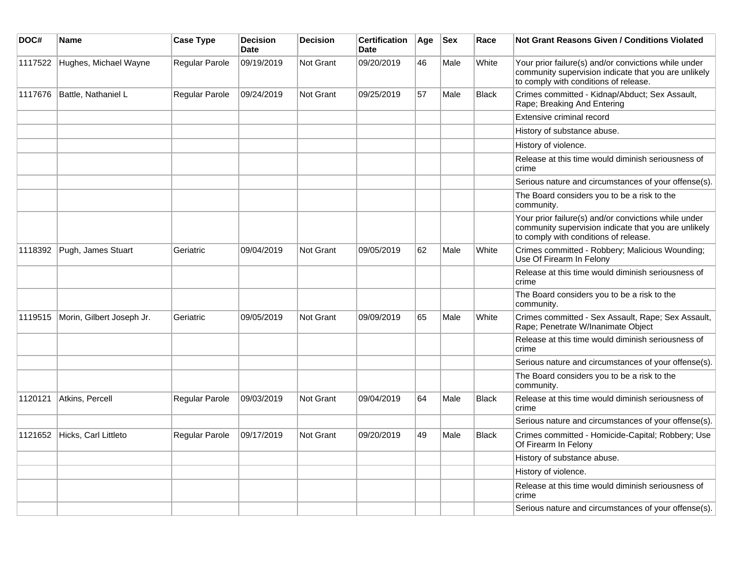| DOC# | Name | Case Type | Decision Date | Decision | Certification Date | Age | Sex | Race | Not Grant Reasons Given / Conditions Violated |
|---|---|---|---|---|---|---|---|---|---|
| 1117522 | Hughes, Michael Wayne | Regular Parole | 09/19/2019 | Not Grant | 09/20/2019 | 46 | Male | White | Your prior failure(s) and/or convictions while under community supervision indicate that you are unlikely to comply with conditions of release. |
| 1117676 | Battle, Nathaniel L | Regular Parole | 09/24/2019 | Not Grant | 09/25/2019 | 57 | Male | Black | Crimes committed - Kidnap/Abduct; Sex Assault, Rape; Breaking And Entering |
| | | | | | | | | | Extensive criminal record |
| | | | | | | | | | History of substance abuse. |
| | | | | | | | | | History of violence. |
| | | | | | | | | | Release at this time would diminish seriousness of crime |
| | | | | | | | | | Serious nature and circumstances of your offense(s). |
| | | | | | | | | | The Board considers you to be a risk to the community. |
| | | | | | | | | | Your prior failure(s) and/or convictions while under community supervision indicate that you are unlikely to comply with conditions of release. |
| 1118392 | Pugh, James Stuart | Geriatric | 09/04/2019 | Not Grant | 09/05/2019 | 62 | Male | White | Crimes committed - Robbery; Malicious Wounding; Use Of Firearm In Felony |
| | | | | | | | | | Release at this time would diminish seriousness of crime |
| | | | | | | | | | The Board considers you to be a risk to the community. |
| 1119515 | Morin, Gilbert Joseph Jr. | Geriatric | 09/05/2019 | Not Grant | 09/09/2019 | 65 | Male | White | Crimes committed - Sex Assault, Rape; Sex Assault, Rape; Penetrate W/Inanimate Object |
| | | | | | | | | | Release at this time would diminish seriousness of crime |
| | | | | | | | | | Serious nature and circumstances of your offense(s). |
| | | | | | | | | | The Board considers you to be a risk to the community. |
| 1120121 | Atkins, Percell | Regular Parole | 09/03/2019 | Not Grant | 09/04/2019 | 64 | Male | Black | Release at this time would diminish seriousness of crime |
| | | | | | | | | | Serious nature and circumstances of your offense(s). |
| 1121652 | Hicks, Carl Littleto | Regular Parole | 09/17/2019 | Not Grant | 09/20/2019 | 49 | Male | Black | Crimes committed - Homicide-Capital; Robbery; Use Of Firearm In Felony |
| | | | | | | | | | History of substance abuse. |
| | | | | | | | | | History of violence. |
| | | | | | | | | | Release at this time would diminish seriousness of crime |
| | | | | | | | | | Serious nature and circumstances of your offense(s). |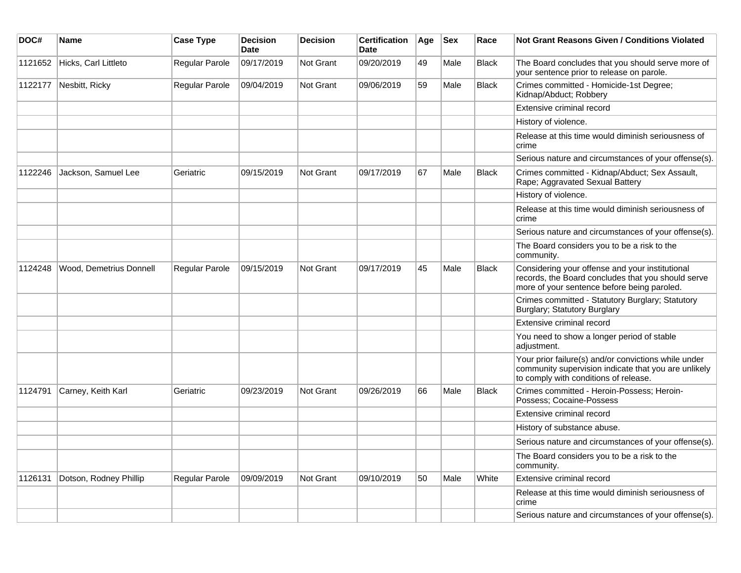| DOC# | Name | Case Type | Decision Date | Decision | Certification Date | Age | Sex | Race | Not Grant Reasons Given / Conditions Violated |
|---|---|---|---|---|---|---|---|---|---|
| 1121652 | Hicks, Carl Littleto | Regular Parole | 09/17/2019 | Not Grant | 09/20/2019 | 49 | Male | Black | The Board concludes that you should serve more of your sentence prior to release on parole. |
| 1122177 | Nesbitt, Ricky | Regular Parole | 09/04/2019 | Not Grant | 09/06/2019 | 59 | Male | Black | Crimes committed - Homicide-1st Degree; Kidnap/Abduct; Robbery |
| | | | | | | | | | Extensive criminal record |
| | | | | | | | | | History of violence. |
| | | | | | | | | | Release at this time would diminish seriousness of crime |
| | | | | | | | | | Serious nature and circumstances of your offense(s). |
| 1122246 | Jackson, Samuel Lee | Geriatric | 09/15/2019 | Not Grant | 09/17/2019 | 67 | Male | Black | Crimes committed - Kidnap/Abduct; Sex Assault, Rape; Aggravated Sexual Battery |
| | | | | | | | | | History of violence. |
| | | | | | | | | | Release at this time would diminish seriousness of crime |
| | | | | | | | | | Serious nature and circumstances of your offense(s). |
| | | | | | | | | | The Board considers you to be a risk to the community. |
| 1124248 | Wood, Demetrius Donnell | Regular Parole | 09/15/2019 | Not Grant | 09/17/2019 | 45 | Male | Black | Considering your offense and your institutional records, the Board concludes that you should serve more of your sentence before being paroled. |
| | | | | | | | | | Crimes committed - Statutory Burglary; Statutory Burglary; Statutory Burglary |
| | | | | | | | | | Extensive criminal record |
| | | | | | | | | | You need to show a longer period of stable adjustment. |
| | | | | | | | | | Your prior failure(s) and/or convictions while under community supervision indicate that you are unlikely to comply with conditions of release. |
| 1124791 | Carney, Keith Karl | Geriatric | 09/23/2019 | Not Grant | 09/26/2019 | 66 | Male | Black | Crimes committed - Heroin-Possess; Heroin-Possess; Cocaine-Possess |
| | | | | | | | | | Extensive criminal record |
| | | | | | | | | | History of substance abuse. |
| | | | | | | | | | Serious nature and circumstances of your offense(s). |
| | | | | | | | | | The Board considers you to be a risk to the community. |
| 1126131 | Dotson, Rodney Phillip | Regular Parole | 09/09/2019 | Not Grant | 09/10/2019 | 50 | Male | White | Extensive criminal record |
| | | | | | | | | | Release at this time would diminish seriousness of crime |
| | | | | | | | | | Serious nature and circumstances of your offense(s). |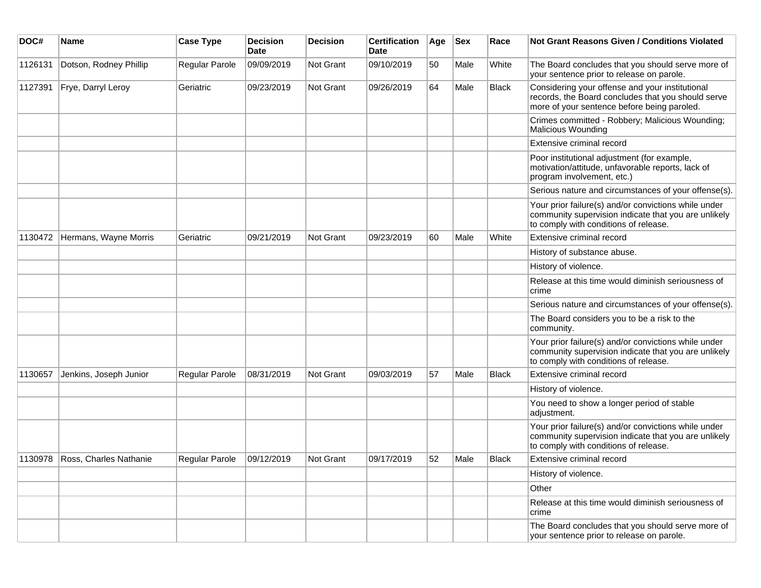| DOC# | Name | Case Type | Decision Date | Decision | Certification Date | Age | Sex | Race | Not Grant Reasons Given / Conditions Violated |
|---|---|---|---|---|---|---|---|---|---|
| 1126131 | Dotson, Rodney Phillip | Regular Parole | 09/09/2019 | Not Grant | 09/10/2019 | 50 | Male | White | The Board concludes that you should serve more of your sentence prior to release on parole. |
| 1127391 | Frye, Darryl Leroy | Geriatric | 09/23/2019 | Not Grant | 09/26/2019 | 64 | Male | Black | Considering your offense and your institutional records, the Board concludes that you should serve more of your sentence before being paroled. |
| | | | | | | | | | Crimes committed - Robbery; Malicious Wounding; Malicious Wounding |
| | | | | | | | | | Extensive criminal record |
| | | | | | | | | | Poor institutional adjustment (for example, motivation/attitude, unfavorable reports, lack of program involvement, etc.) |
| | | | | | | | | | Serious nature and circumstances of your offense(s). |
| | | | | | | | | | Your prior failure(s) and/or convictions while under community supervision indicate that you are unlikely to comply with conditions of release. |
| 1130472 | Hermans, Wayne Morris | Geriatric | 09/21/2019 | Not Grant | 09/23/2019 | 60 | Male | White | Extensive criminal record |
| | | | | | | | | | History of substance abuse. |
| | | | | | | | | | History of violence. |
| | | | | | | | | | Release at this time would diminish seriousness of crime |
| | | | | | | | | | Serious nature and circumstances of your offense(s). |
| | | | | | | | | | The Board considers you to be a risk to the community. |
| | | | | | | | | | Your prior failure(s) and/or convictions while under community supervision indicate that you are unlikely to comply with conditions of release. |
| 1130657 | Jenkins, Joseph Junior | Regular Parole | 08/31/2019 | Not Grant | 09/03/2019 | 57 | Male | Black | Extensive criminal record |
| | | | | | | | | | History of violence. |
| | | | | | | | | | You need to show a longer period of stable adjustment. |
| | | | | | | | | | Your prior failure(s) and/or convictions while under community supervision indicate that you are unlikely to comply with conditions of release. |
| 1130978 | Ross, Charles Nathanie | Regular Parole | 09/12/2019 | Not Grant | 09/17/2019 | 52 | Male | Black | Extensive criminal record |
| | | | | | | | | | History of violence. |
| | | | | | | | | | Other |
| | | | | | | | | | Release at this time would diminish seriousness of crime |
| | | | | | | | | | The Board concludes that you should serve more of your sentence prior to release on parole. |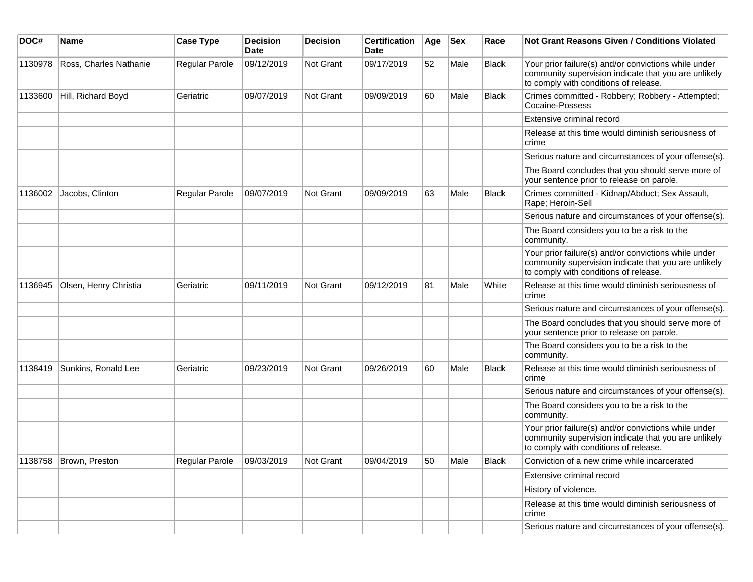| DOC# | Name | Case Type | Decision Date | Decision | Certification Date | Age | Sex | Race | Not Grant Reasons Given / Conditions Violated |
|---|---|---|---|---|---|---|---|---|---|
| 1130978 | Ross, Charles Nathanie | Regular Parole | 09/12/2019 | Not Grant | 09/17/2019 | 52 | Male | Black | Your prior failure(s) and/or convictions while under community supervision indicate that you are unlikely to comply with conditions of release. |
| 1133600 | Hill, Richard Boyd | Geriatric | 09/07/2019 | Not Grant | 09/09/2019 | 60 | Male | Black | Crimes committed - Robbery; Robbery - Attempted; Cocaine-Possess |
| | | | | | | | | | Extensive criminal record |
| | | | | | | | | | Release at this time would diminish seriousness of crime |
| | | | | | | | | | Serious nature and circumstances of your offense(s). |
| | | | | | | | | | The Board concludes that you should serve more of your sentence prior to release on parole. |
| 1136002 | Jacobs, Clinton | Regular Parole | 09/07/2019 | Not Grant | 09/09/2019 | 63 | Male | Black | Crimes committed - Kidnap/Abduct; Sex Assault, Rape; Heroin-Sell |
| | | | | | | | | | Serious nature and circumstances of your offense(s). |
| | | | | | | | | | The Board considers you to be a risk to the community. |
| | | | | | | | | | Your prior failure(s) and/or convictions while under community supervision indicate that you are unlikely to comply with conditions of release. |
| 1136945 | Olsen, Henry Christia | Geriatric | 09/11/2019 | Not Grant | 09/12/2019 | 81 | Male | White | Release at this time would diminish seriousness of crime |
| | | | | | | | | | Serious nature and circumstances of your offense(s). |
| | | | | | | | | | The Board concludes that you should serve more of your sentence prior to release on parole. |
| | | | | | | | | | The Board considers you to be a risk to the community. |
| 1138419 | Sunkins, Ronald Lee | Geriatric | 09/23/2019 | Not Grant | 09/26/2019 | 60 | Male | Black | Release at this time would diminish seriousness of crime |
| | | | | | | | | | Serious nature and circumstances of your offense(s). |
| | | | | | | | | | The Board considers you to be a risk to the community. |
| | | | | | | | | | Your prior failure(s) and/or convictions while under community supervision indicate that you are unlikely to comply with conditions of release. |
| 1138758 | Brown, Preston | Regular Parole | 09/03/2019 | Not Grant | 09/04/2019 | 50 | Male | Black | Conviction of a new crime while incarcerated |
| | | | | | | | | | Extensive criminal record |
| | | | | | | | | | History of violence. |
| | | | | | | | | | Release at this time would diminish seriousness of crime |
| | | | | | | | | | Serious nature and circumstances of your offense(s). |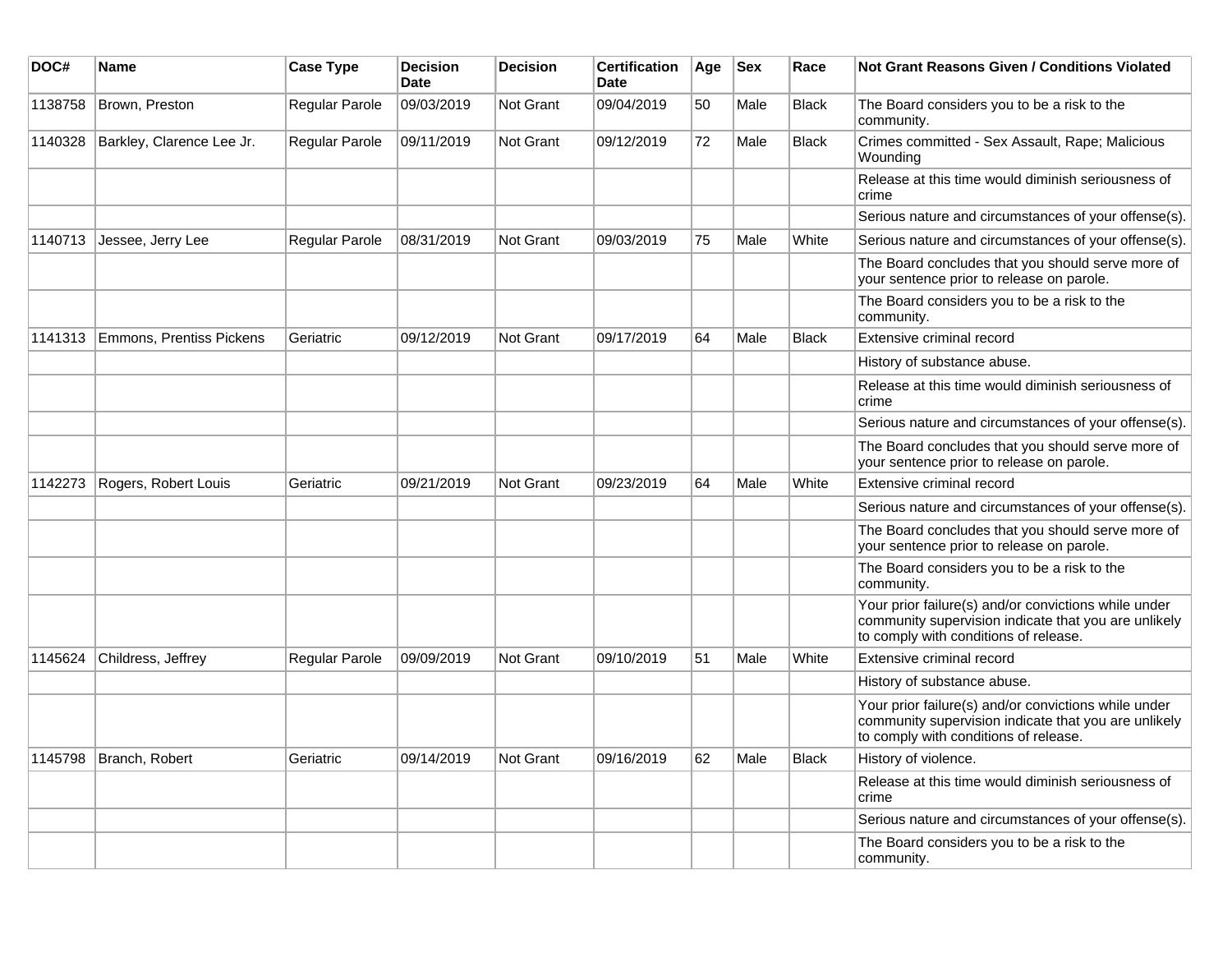| DOC# | Name | Case Type | Decision Date | Decision | Certification Date | Age | Sex | Race | Not Grant Reasons Given / Conditions Violated |
|---|---|---|---|---|---|---|---|---|---|
| 1138758 | Brown, Preston | Regular Parole | 09/03/2019 | Not Grant | 09/04/2019 | 50 | Male | Black | The Board considers you to be a risk to the community. |
| 1140328 | Barkley, Clarence Lee Jr. | Regular Parole | 09/11/2019 | Not Grant | 09/12/2019 | 72 | Male | Black | Crimes committed - Sex Assault, Rape; Malicious Wounding |
| | | | | | | | | | Release at this time would diminish seriousness of crime |
| | | | | | | | | | Serious nature and circumstances of your offense(s). |
| 1140713 | Jessee, Jerry Lee | Regular Parole | 08/31/2019 | Not Grant | 09/03/2019 | 75 | Male | White | Serious nature and circumstances of your offense(s). |
| | | | | | | | | | The Board concludes that you should serve more of your sentence prior to release on parole. |
| | | | | | | | | | The Board considers you to be a risk to the community. |
| 1141313 | Emmons, Prentiss Pickens | Geriatric | 09/12/2019 | Not Grant | 09/17/2019 | 64 | Male | Black | Extensive criminal record |
| | | | | | | | | | History of substance abuse. |
| | | | | | | | | | Release at this time would diminish seriousness of crime |
| | | | | | | | | | Serious nature and circumstances of your offense(s). |
| | | | | | | | | | The Board concludes that you should serve more of your sentence prior to release on parole. |
| 1142273 | Rogers, Robert Louis | Geriatric | 09/21/2019 | Not Grant | 09/23/2019 | 64 | Male | White | Extensive criminal record |
| | | | | | | | | | Serious nature and circumstances of your offense(s). |
| | | | | | | | | | The Board concludes that you should serve more of your sentence prior to release on parole. |
| | | | | | | | | | The Board considers you to be a risk to the community. |
| | | | | | | | | | Your prior failure(s) and/or convictions while under community supervision indicate that you are unlikely to comply with conditions of release. |
| 1145624 | Childress, Jeffrey | Regular Parole | 09/09/2019 | Not Grant | 09/10/2019 | 51 | Male | White | Extensive criminal record |
| | | | | | | | | | History of substance abuse. |
| | | | | | | | | | Your prior failure(s) and/or convictions while under community supervision indicate that you are unlikely to comply with conditions of release. |
| 1145798 | Branch, Robert | Geriatric | 09/14/2019 | Not Grant | 09/16/2019 | 62 | Male | Black | History of violence. |
| | | | | | | | | | Release at this time would diminish seriousness of crime |
| | | | | | | | | | Serious nature and circumstances of your offense(s). |
| | | | | | | | | | The Board considers you to be a risk to the community. |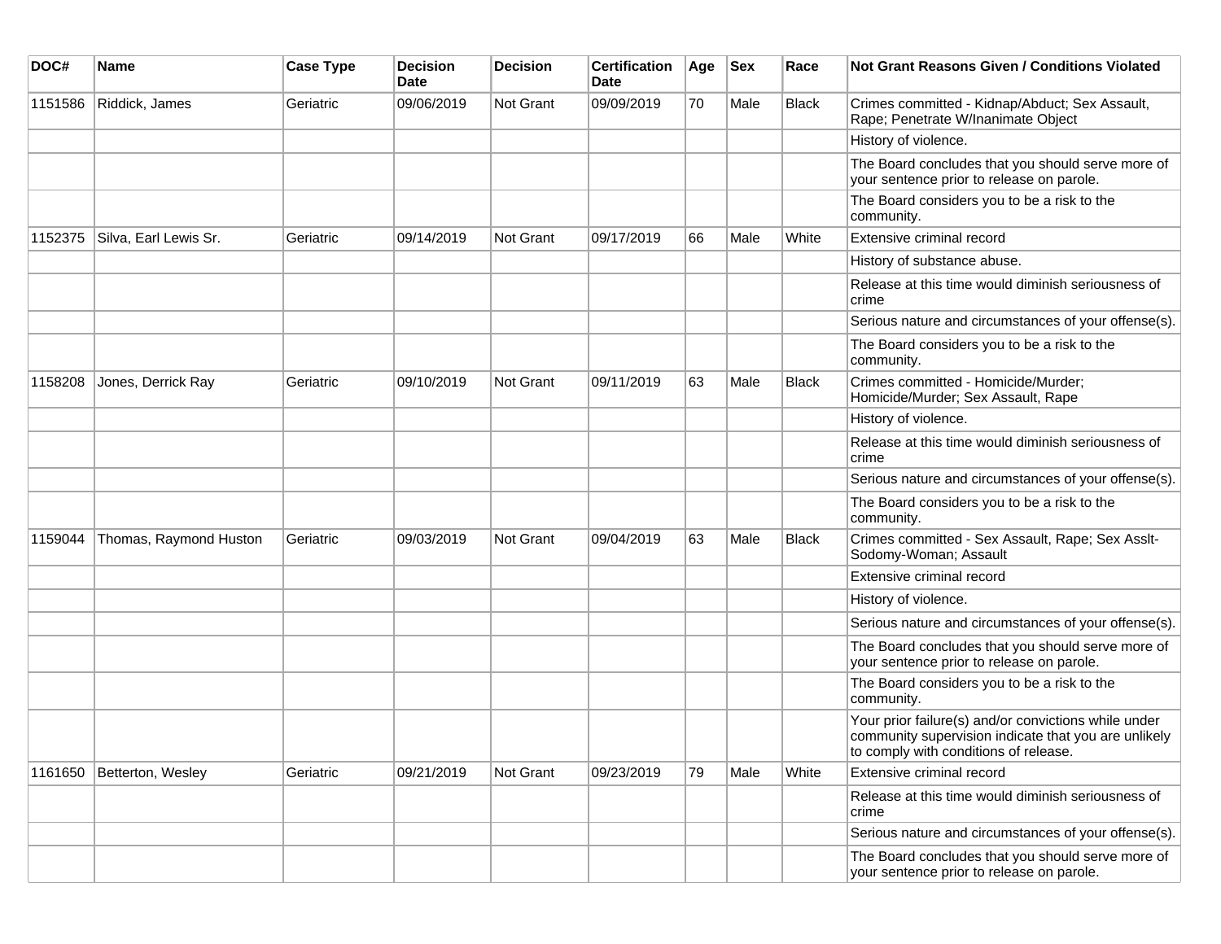| DOC# | Name | Case Type | Decision Date | Decision | Certification Date | Age | Sex | Race | Not Grant Reasons Given / Conditions Violated |
|---|---|---|---|---|---|---|---|---|---|
| 1151586 | Riddick, James | Geriatric | 09/06/2019 | Not Grant | 09/09/2019 | 70 | Male | Black | Crimes committed - Kidnap/Abduct; Sex Assault, Rape; Penetrate W/Inanimate Object |
| | | | | | | | | | History of violence. |
| | | | | | | | | | The Board concludes that you should serve more of your sentence prior to release on parole. |
| | | | | | | | | | The Board considers you to be a risk to the community. |
| 1152375 | Silva, Earl Lewis Sr. | Geriatric | 09/14/2019 | Not Grant | 09/17/2019 | 66 | Male | White | Extensive criminal record |
| | | | | | | | | | History of substance abuse. |
| | | | | | | | | | Release at this time would diminish seriousness of crime |
| | | | | | | | | | Serious nature and circumstances of your offense(s). |
| | | | | | | | | | The Board considers you to be a risk to the community. |
| 1158208 | Jones, Derrick Ray | Geriatric | 09/10/2019 | Not Grant | 09/11/2019 | 63 | Male | Black | Crimes committed - Homicide/Murder; Homicide/Murder; Sex Assault, Rape |
| | | | | | | | | | History of violence. |
| | | | | | | | | | Release at this time would diminish seriousness of crime |
| | | | | | | | | | Serious nature and circumstances of your offense(s). |
| | | | | | | | | | The Board considers you to be a risk to the community. |
| 1159044 | Thomas, Raymond Huston | Geriatric | 09/03/2019 | Not Grant | 09/04/2019 | 63 | Male | Black | Crimes committed - Sex Assault, Rape; Sex Asslt-Sodomy-Woman; Assault |
| | | | | | | | | | Extensive criminal record |
| | | | | | | | | | History of violence. |
| | | | | | | | | | Serious nature and circumstances of your offense(s). |
| | | | | | | | | | The Board concludes that you should serve more of your sentence prior to release on parole. |
| | | | | | | | | | The Board considers you to be a risk to the community. |
| | | | | | | | | | Your prior failure(s) and/or convictions while under community supervision indicate that you are unlikely to comply with conditions of release. |
| 1161650 | Betterton, Wesley | Geriatric | 09/21/2019 | Not Grant | 09/23/2019 | 79 | Male | White | Extensive criminal record |
| | | | | | | | | | Release at this time would diminish seriousness of crime |
| | | | | | | | | | Serious nature and circumstances of your offense(s). |
| | | | | | | | | | The Board concludes that you should serve more of your sentence prior to release on parole. |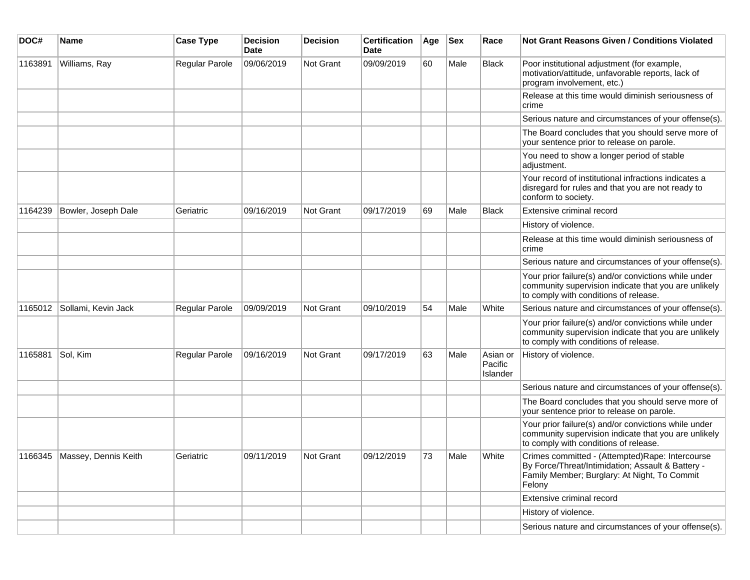| DOC# | Name | Case Type | Decision Date | Decision | Certification Date | Age | Sex | Race | Not Grant Reasons Given / Conditions Violated |
|---|---|---|---|---|---|---|---|---|---|
| 1163891 | Williams, Ray | Regular Parole | 09/06/2019 | Not Grant | 09/09/2019 | 60 | Male | Black | Poor institutional adjustment (for example, motivation/attitude, unfavorable reports, lack of program involvement, etc.) |
| | | | | | | | | | Release at this time would diminish seriousness of crime |
| | | | | | | | | | Serious nature and circumstances of your offense(s). |
| | | | | | | | | | The Board concludes that you should serve more of your sentence prior to release on parole. |
| | | | | | | | | | You need to show a longer period of stable adjustment. |
| | | | | | | | | | Your record of institutional infractions indicates a disregard for rules and that you are not ready to conform to society. |
| 1164239 | Bowler, Joseph Dale | Geriatric | 09/16/2019 | Not Grant | 09/17/2019 | 69 | Male | Black | Extensive criminal record |
| | | | | | | | | | History of violence. |
| | | | | | | | | | Release at this time would diminish seriousness of crime |
| | | | | | | | | | Serious nature and circumstances of your offense(s). |
| | | | | | | | | | Your prior failure(s) and/or convictions while under community supervision indicate that you are unlikely to comply with conditions of release. |
| 1165012 | Sollami, Kevin Jack | Regular Parole | 09/09/2019 | Not Grant | 09/10/2019 | 54 | Male | White | Serious nature and circumstances of your offense(s). |
| | | | | | | | | | Your prior failure(s) and/or convictions while under community supervision indicate that you are unlikely to comply with conditions of release. |
| 1165881 | Sol, Kim | Regular Parole | 09/16/2019 | Not Grant | 09/17/2019 | 63 | Male | Asian or Pacific Islander | History of violence. |
| | | | | | | | | | Serious nature and circumstances of your offense(s). |
| | | | | | | | | | The Board concludes that you should serve more of your sentence prior to release on parole. |
| | | | | | | | | | Your prior failure(s) and/or convictions while under community supervision indicate that you are unlikely to comply with conditions of release. |
| 1166345 | Massey, Dennis Keith | Geriatric | 09/11/2019 | Not Grant | 09/12/2019 | 73 | Male | White | Crimes committed - (Attempted)Rape: Intercourse By Force/Threat/Intimidation; Assault & Battery - Family Member; Burglary: At Night, To Commit Felony |
| | | | | | | | | | Extensive criminal record |
| | | | | | | | | | History of violence. |
| | | | | | | | | | Serious nature and circumstances of your offense(s). |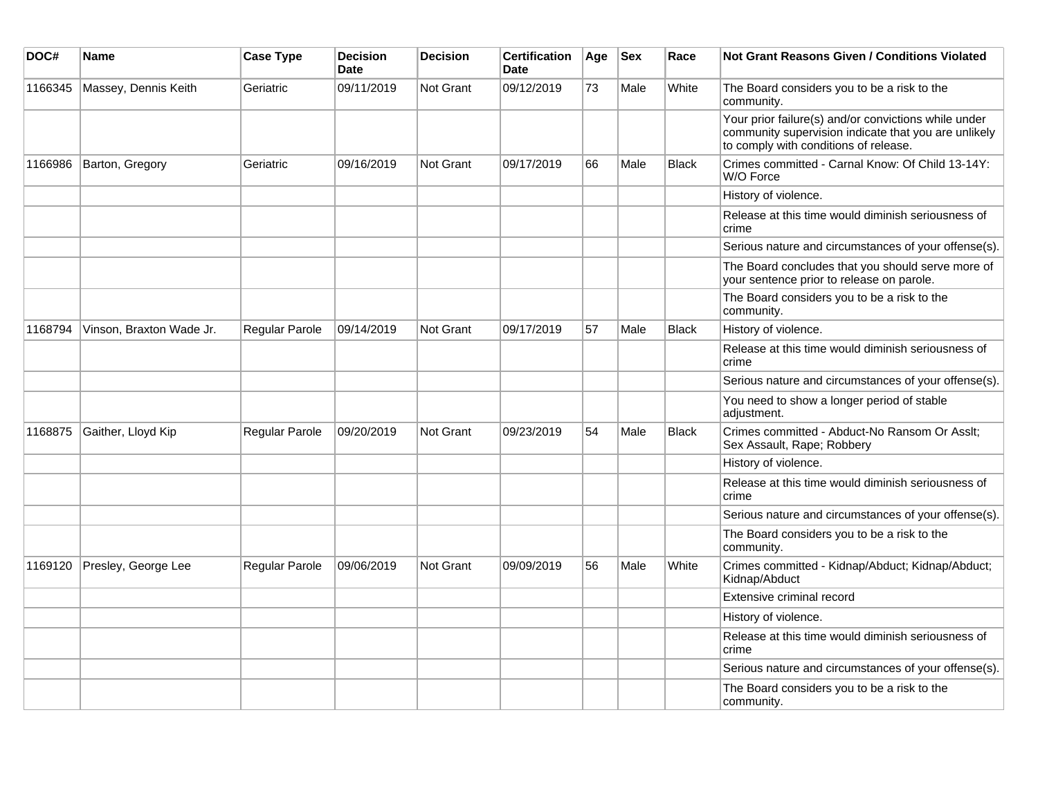| DOC# | Name | Case Type | Decision Date | Decision | Certification Date | Age | Sex | Race | Not Grant Reasons Given / Conditions Violated |
|---|---|---|---|---|---|---|---|---|---|
| 1166345 | Massey, Dennis Keith | Geriatric | 09/11/2019 | Not Grant | 09/12/2019 | 73 | Male | White | The Board considers you to be a risk to the community. |
| | | | | | | | | | Your prior failure(s) and/or convictions while under community supervision indicate that you are unlikely to comply with conditions of release. |
| 1166986 | Barton, Gregory | Geriatric | 09/16/2019 | Not Grant | 09/17/2019 | 66 | Male | Black | Crimes committed - Carnal Know: Of Child 13-14Y: W/O Force |
| | | | | | | | | | History of violence. |
| | | | | | | | | | Release at this time would diminish seriousness of crime |
| | | | | | | | | | Serious nature and circumstances of your offense(s). |
| | | | | | | | | | The Board concludes that you should serve more of your sentence prior to release on parole. |
| | | | | | | | | | The Board considers you to be a risk to the community. |
| 1168794 | Vinson, Braxton Wade Jr. | Regular Parole | 09/14/2019 | Not Grant | 09/17/2019 | 57 | Male | Black | History of violence. |
| | | | | | | | | | Release at this time would diminish seriousness of crime |
| | | | | | | | | | Serious nature and circumstances of your offense(s). |
| | | | | | | | | | You need to show a longer period of stable adjustment. |
| 1168875 | Gaither, Lloyd Kip | Regular Parole | 09/20/2019 | Not Grant | 09/23/2019 | 54 | Male | Black | Crimes committed - Abduct-No Ransom Or Asslt; Sex Assault, Rape; Robbery |
| | | | | | | | | | History of violence. |
| | | | | | | | | | Release at this time would diminish seriousness of crime |
| | | | | | | | | | Serious nature and circumstances of your offense(s). |
| | | | | | | | | | The Board considers you to be a risk to the community. |
| 1169120 | Presley, George Lee | Regular Parole | 09/06/2019 | Not Grant | 09/09/2019 | 56 | Male | White | Crimes committed - Kidnap/Abduct; Kidnap/Abduct; Kidnap/Abduct |
| | | | | | | | | | Extensive criminal record |
| | | | | | | | | | History of violence. |
| | | | | | | | | | Release at this time would diminish seriousness of crime |
| | | | | | | | | | Serious nature and circumstances of your offense(s). |
| | | | | | | | | | The Board considers you to be a risk to the community. |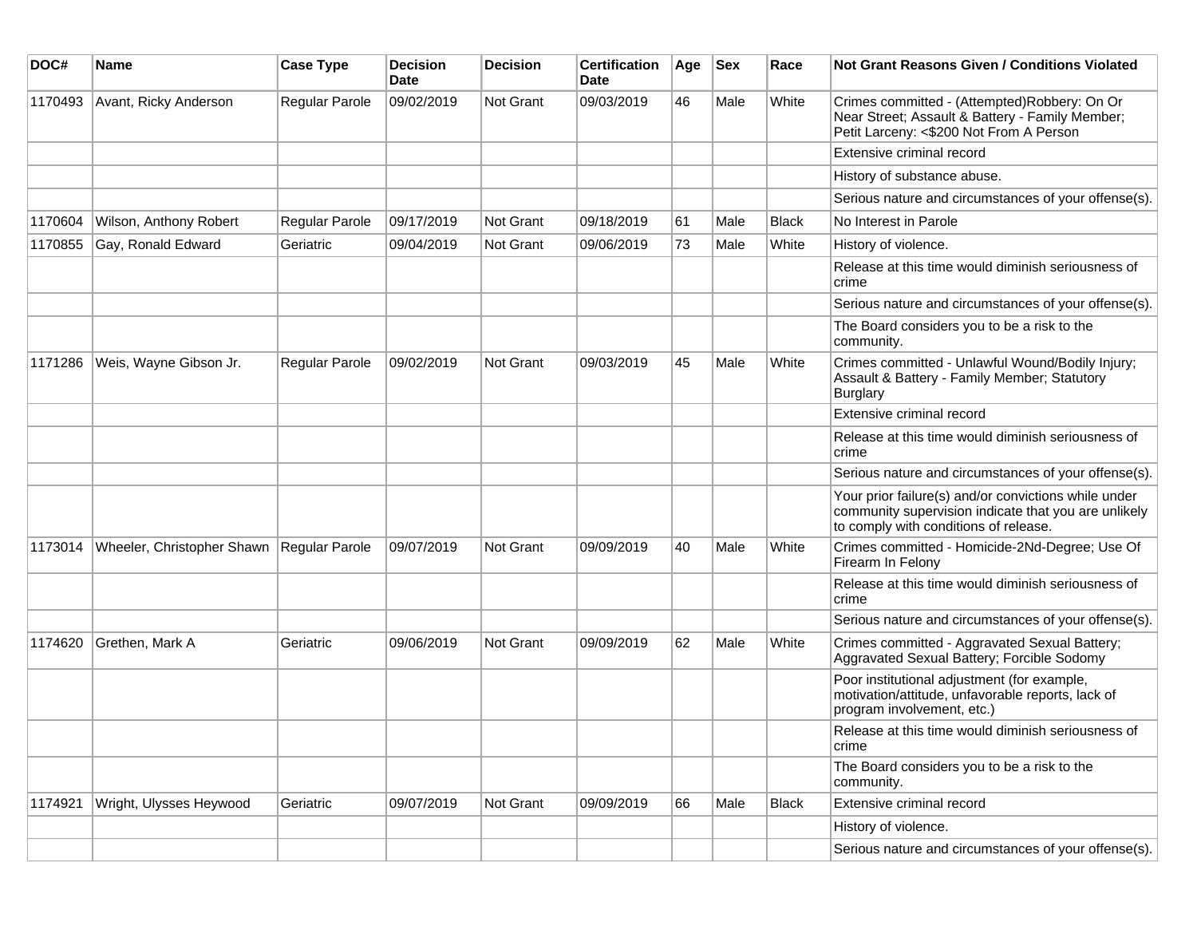| DOC# | Name | Case Type | Decision Date | Decision | Certification Date | Age | Sex | Race | Not Grant Reasons Given / Conditions Violated |
|---|---|---|---|---|---|---|---|---|---|
| 1170493 | Avant, Ricky Anderson | Regular Parole | 09/02/2019 | Not Grant | 09/03/2019 | 46 | Male | White | Crimes committed - (Attempted)Robbery: On Or Near Street; Assault & Battery - Family Member; Petit Larceny: <$200 Not From A Person |
| | | | | | | | | | Extensive criminal record |
| | | | | | | | | | History of substance abuse. |
| | | | | | | | | | Serious nature and circumstances of your offense(s). |
| 1170604 | Wilson, Anthony Robert | Regular Parole | 09/17/2019 | Not Grant | 09/18/2019 | 61 | Male | Black | No Interest in Parole |
| 1170855 | Gay, Ronald Edward | Geriatric | 09/04/2019 | Not Grant | 09/06/2019 | 73 | Male | White | History of violence. |
| | | | | | | | | | Release at this time would diminish seriousness of crime |
| | | | | | | | | | Serious nature and circumstances of your offense(s). |
| | | | | | | | | | The Board considers you to be a risk to the community. |
| 1171286 | Weis, Wayne Gibson Jr. | Regular Parole | 09/02/2019 | Not Grant | 09/03/2019 | 45 | Male | White | Crimes committed - Unlawful Wound/Bodily Injury; Assault & Battery - Family Member; Statutory Burglary |
| | | | | | | | | | Extensive criminal record |
| | | | | | | | | | Release at this time would diminish seriousness of crime |
| | | | | | | | | | Serious nature and circumstances of your offense(s). |
| | | | | | | | | | Your prior failure(s) and/or convictions while under community supervision indicate that you are unlikely to comply with conditions of release. |
| 1173014 | Wheeler, Christopher Shawn | Regular Parole | 09/07/2019 | Not Grant | 09/09/2019 | 40 | Male | White | Crimes committed - Homicide-2Nd-Degree; Use Of Firearm In Felony |
| | | | | | | | | | Release at this time would diminish seriousness of crime |
| | | | | | | | | | Serious nature and circumstances of your offense(s). |
| 1174620 | Grethen, Mark A | Geriatric | 09/06/2019 | Not Grant | 09/09/2019 | 62 | Male | White | Crimes committed - Aggravated Sexual Battery; Aggravated Sexual Battery; Forcible Sodomy |
| | | | | | | | | | Poor institutional adjustment (for example, motivation/attitude, unfavorable reports, lack of program involvement, etc.) |
| | | | | | | | | | Release at this time would diminish seriousness of crime |
| | | | | | | | | | The Board considers you to be a risk to the community. |
| 1174921 | Wright, Ulysses Heywood | Geriatric | 09/07/2019 | Not Grant | 09/09/2019 | 66 | Male | Black | Extensive criminal record |
| | | | | | | | | | History of violence. |
| | | | | | | | | | Serious nature and circumstances of your offense(s). |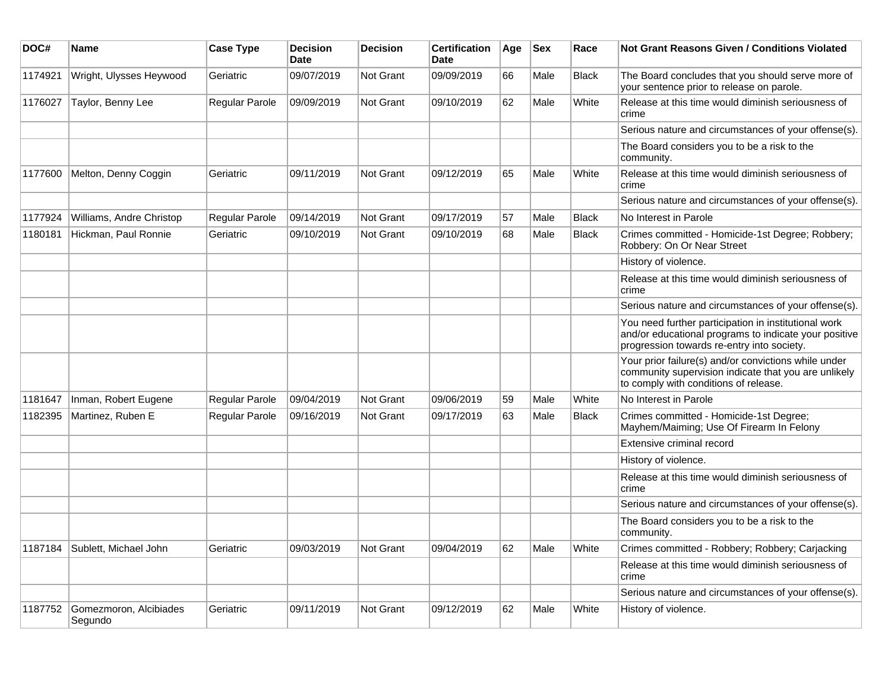| DOC# | Name | Case Type | Decision Date | Decision | Certification Date | Age | Sex | Race | Not Grant Reasons Given / Conditions Violated |
|---|---|---|---|---|---|---|---|---|---|
| 1174921 | Wright, Ulysses Heywood | Geriatric | 09/07/2019 | Not Grant | 09/09/2019 | 66 | Male | Black | The Board concludes that you should serve more of your sentence prior to release on parole. |
| 1176027 | Taylor, Benny Lee | Regular Parole | 09/09/2019 | Not Grant | 09/10/2019 | 62 | Male | White | Release at this time would diminish seriousness of crime |
| | | | | | | | | | Serious nature and circumstances of your offense(s). |
| | | | | | | | | | The Board considers you to be a risk to the community. |
| 1177600 | Melton, Denny Coggin | Geriatric | 09/11/2019 | Not Grant | 09/12/2019 | 65 | Male | White | Release at this time would diminish seriousness of crime |
| | | | | | | | | | Serious nature and circumstances of your offense(s). |
| 1177924 | Williams, Andre Christop | Regular Parole | 09/14/2019 | Not Grant | 09/17/2019 | 57 | Male | Black | No Interest in Parole |
| 1180181 | Hickman, Paul Ronnie | Geriatric | 09/10/2019 | Not Grant | 09/10/2019 | 68 | Male | Black | Crimes committed - Homicide-1st Degree; Robbery; Robbery: On Or Near Street |
| | | | | | | | | | History of violence. |
| | | | | | | | | | Release at this time would diminish seriousness of crime |
| | | | | | | | | | Serious nature and circumstances of your offense(s). |
| | | | | | | | | | You need further participation in institutional work and/or educational programs to indicate your positive progression towards re-entry into society. |
| | | | | | | | | | Your prior failure(s) and/or convictions while under community supervision indicate that you are unlikely to comply with conditions of release. |
| 1181647 | Inman, Robert Eugene | Regular Parole | 09/04/2019 | Not Grant | 09/06/2019 | 59 | Male | White | No Interest in Parole |
| 1182395 | Martinez, Ruben E | Regular Parole | 09/16/2019 | Not Grant | 09/17/2019 | 63 | Male | Black | Crimes committed - Homicide-1st Degree; Mayhem/Maiming; Use Of Firearm In Felony |
| | | | | | | | | | Extensive criminal record |
| | | | | | | | | | History of violence. |
| | | | | | | | | | Release at this time would diminish seriousness of crime |
| | | | | | | | | | Serious nature and circumstances of your offense(s). |
| | | | | | | | | | The Board considers you to be a risk to the community. |
| 1187184 | Sublett, Michael John | Geriatric | 09/03/2019 | Not Grant | 09/04/2019 | 62 | Male | White | Crimes committed - Robbery; Robbery; Carjacking |
| | | | | | | | | | Release at this time would diminish seriousness of crime |
| | | | | | | | | | Serious nature and circumstances of your offense(s). |
| 1187752 | Gomezmoron, Alcibiades Segundo | Geriatric | 09/11/2019 | Not Grant | 09/12/2019 | 62 | Male | White | History of violence. |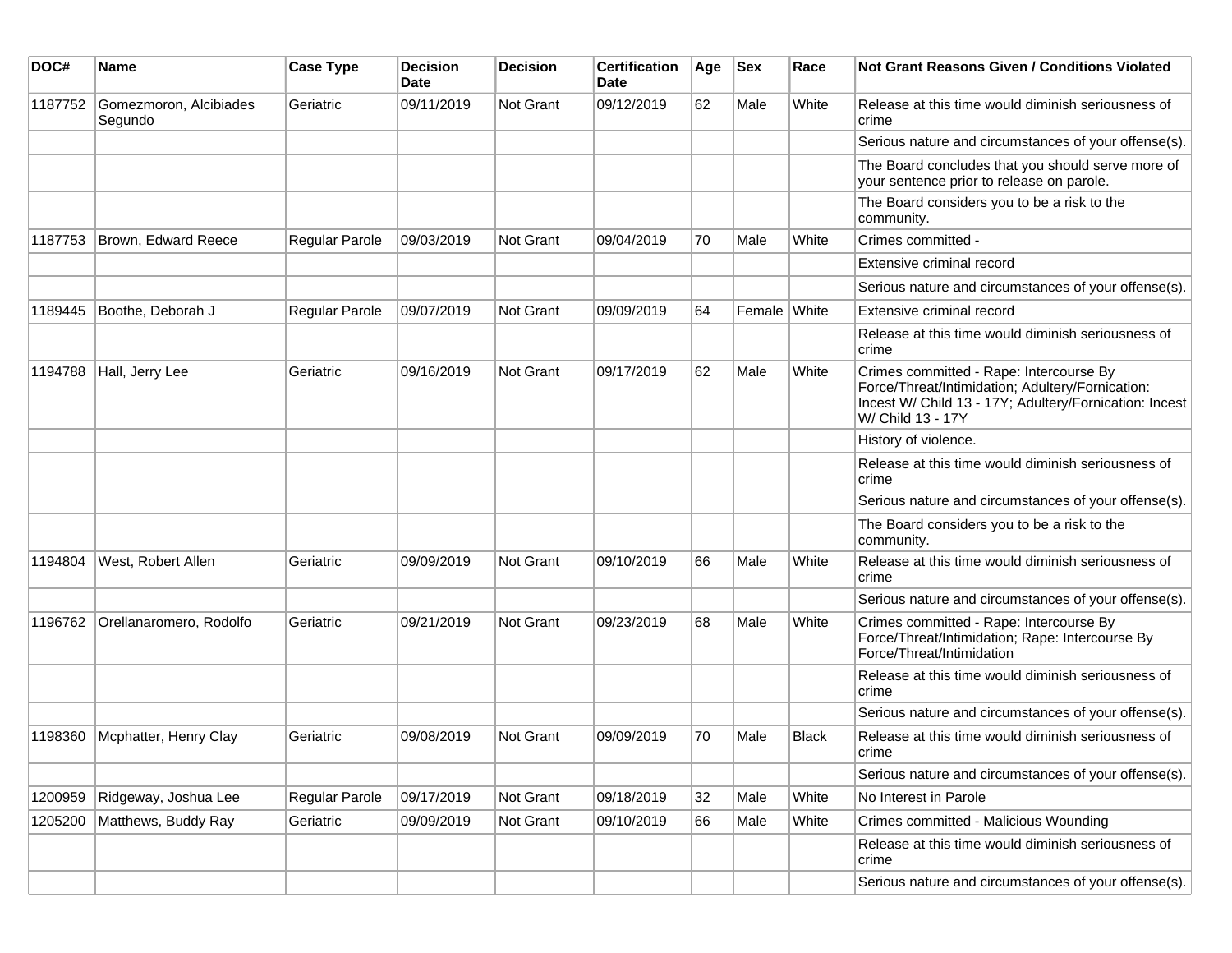| DOC# | Name | Case Type | Decision Date | Decision | Certification Date | Age | Sex | Race | Not Grant Reasons Given / Conditions Violated |
|---|---|---|---|---|---|---|---|---|---|
| 1187752 | Gomezmoron, Alcibiades Segundo | Geriatric | 09/11/2019 | Not Grant | 09/12/2019 | 62 | Male | White | Release at this time would diminish seriousness of crime |
| | | | | | | | | | Serious nature and circumstances of your offense(s). |
| | | | | | | | | | The Board concludes that you should serve more of your sentence prior to release on parole. |
| | | | | | | | | | The Board considers you to be a risk to the community. |
| 1187753 | Brown, Edward Reece | Regular Parole | 09/03/2019 | Not Grant | 09/04/2019 | 70 | Male | White | Crimes committed - |
| | | | | | | | | | Extensive criminal record |
| | | | | | | | | | Serious nature and circumstances of your offense(s). |
| 1189445 | Boothe, Deborah J | Regular Parole | 09/07/2019 | Not Grant | 09/09/2019 | 64 | Female | White | Extensive criminal record |
| | | | | | | | | | Release at this time would diminish seriousness of crime |
| 1194788 | Hall, Jerry Lee | Geriatric | 09/16/2019 | Not Grant | 09/17/2019 | 62 | Male | White | Crimes committed - Rape: Intercourse By Force/Threat/Intimidation; Adultery/Fornication: Incest W/ Child 13 - 17Y; Adultery/Fornication: Incest W/ Child 13 - 17Y |
| | | | | | | | | | History of violence. |
| | | | | | | | | | Release at this time would diminish seriousness of crime |
| | | | | | | | | | Serious nature and circumstances of your offense(s). |
| | | | | | | | | | The Board considers you to be a risk to the community. |
| 1194804 | West, Robert Allen | Geriatric | 09/09/2019 | Not Grant | 09/10/2019 | 66 | Male | White | Release at this time would diminish seriousness of crime |
| | | | | | | | | | Serious nature and circumstances of your offense(s). |
| 1196762 | Orellanaromero, Rodolfo | Geriatric | 09/21/2019 | Not Grant | 09/23/2019 | 68 | Male | White | Crimes committed - Rape: Intercourse By Force/Threat/Intimidation; Rape: Intercourse By Force/Threat/Intimidation |
| | | | | | | | | | Release at this time would diminish seriousness of crime |
| | | | | | | | | | Serious nature and circumstances of your offense(s). |
| 1198360 | Mcphatter, Henry Clay | Geriatric | 09/08/2019 | Not Grant | 09/09/2019 | 70 | Male | Black | Release at this time would diminish seriousness of crime |
| | | | | | | | | | Serious nature and circumstances of your offense(s). |
| 1200959 | Ridgeway, Joshua Lee | Regular Parole | 09/17/2019 | Not Grant | 09/18/2019 | 32 | Male | White | No Interest in Parole |
| 1205200 | Matthews, Buddy Ray | Geriatric | 09/09/2019 | Not Grant | 09/10/2019 | 66 | Male | White | Crimes committed - Malicious Wounding |
| | | | | | | | | | Release at this time would diminish seriousness of crime |
| | | | | | | | | | Serious nature and circumstances of your offense(s). |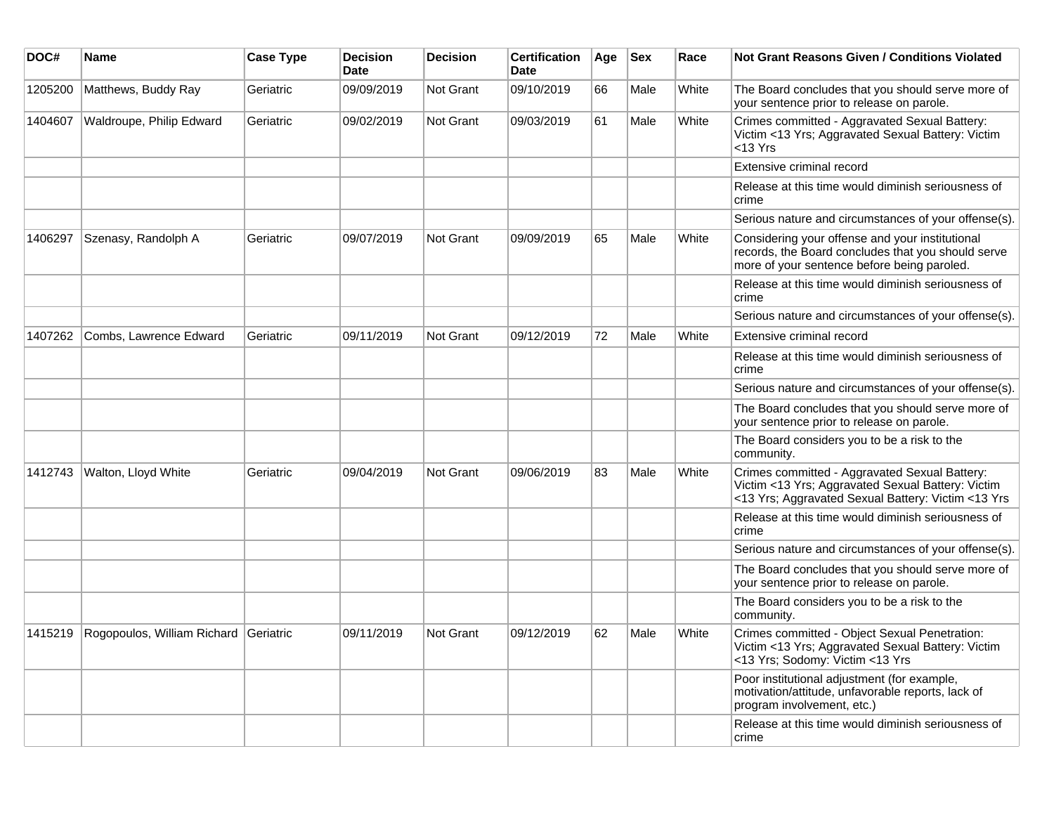| DOC# | Name | Case Type | Decision Date | Decision | Certification Date | Age | Sex | Race | Not Grant Reasons Given / Conditions Violated |
|---|---|---|---|---|---|---|---|---|---|
| 1205200 | Matthews, Buddy Ray | Geriatric | 09/09/2019 | Not Grant | 09/10/2019 | 66 | Male | White | The Board concludes that you should serve more of your sentence prior to release on parole. |
| 1404607 | Waldroupe, Philip Edward | Geriatric | 09/02/2019 | Not Grant | 09/03/2019 | 61 | Male | White | Crimes committed - Aggravated Sexual Battery: Victim <13 Yrs; Aggravated Sexual Battery: Victim <13 Yrs |
| | | | | | | | | | Extensive criminal record |
| | | | | | | | | | Release at this time would diminish seriousness of crime |
| | | | | | | | | | Serious nature and circumstances of your offense(s). |
| 1406297 | Szenasy, Randolph A | Geriatric | 09/07/2019 | Not Grant | 09/09/2019 | 65 | Male | White | Considering your offense and your institutional records, the Board concludes that you should serve more of your sentence before being paroled. |
| | | | | | | | | | Release at this time would diminish seriousness of crime |
| | | | | | | | | | Serious nature and circumstances of your offense(s). |
| 1407262 | Combs, Lawrence Edward | Geriatric | 09/11/2019 | Not Grant | 09/12/2019 | 72 | Male | White | Extensive criminal record |
| | | | | | | | | | Release at this time would diminish seriousness of crime |
| | | | | | | | | | Serious nature and circumstances of your offense(s). |
| | | | | | | | | | The Board concludes that you should serve more of your sentence prior to release on parole. |
| | | | | | | | | | The Board considers you to be a risk to the community. |
| 1412743 | Walton, Lloyd White | Geriatric | 09/04/2019 | Not Grant | 09/06/2019 | 83 | Male | White | Crimes committed - Aggravated Sexual Battery: Victim <13 Yrs; Aggravated Sexual Battery: Victim <13 Yrs; Aggravated Sexual Battery: Victim <13 Yrs |
| | | | | | | | | | Release at this time would diminish seriousness of crime |
| | | | | | | | | | Serious nature and circumstances of your offense(s). |
| | | | | | | | | | The Board concludes that you should serve more of your sentence prior to release on parole. |
| | | | | | | | | | The Board considers you to be a risk to the community. |
| 1415219 | Rogopoulos, William Richard | Geriatric | 09/11/2019 | Not Grant | 09/12/2019 | 62 | Male | White | Crimes committed - Object Sexual Penetration: Victim <13 Yrs; Aggravated Sexual Battery: Victim <13 Yrs; Sodomy: Victim <13 Yrs |
| | | | | | | | | | Poor institutional adjustment (for example, motivation/attitude, unfavorable reports, lack of program involvement, etc.) |
| | | | | | | | | | Release at this time would diminish seriousness of crime |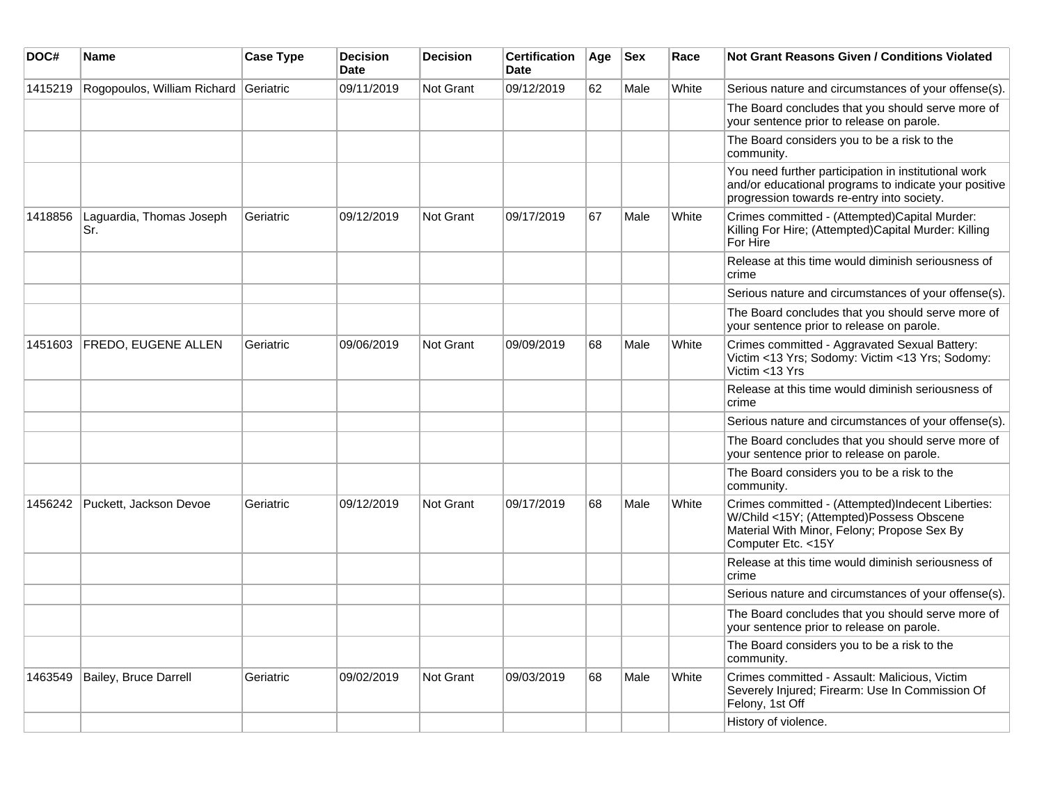| DOC# | Name | Case Type | Decision Date | Decision | Certification Date | Age | Sex | Race | Not Grant Reasons Given / Conditions Violated |
|---|---|---|---|---|---|---|---|---|---|
| 1415219 | Rogopoulos, William Richard | Geriatric | 09/11/2019 | Not Grant | 09/12/2019 | 62 | Male | White | Serious nature and circumstances of your offense(s). |
| | | | | | | | | | The Board concludes that you should serve more of your sentence prior to release on parole. |
| | | | | | | | | | The Board considers you to be a risk to the community. |
| | | | | | | | | | You need further participation in institutional work and/or educational programs to indicate your positive progression towards re-entry into society. |
| 1418856 | Laguardia, Thomas Joseph Sr. | Geriatric | 09/12/2019 | Not Grant | 09/17/2019 | 67 | Male | White | Crimes committed - (Attempted)Capital Murder: Killing For Hire; (Attempted)Capital Murder: Killing For Hire |
| | | | | | | | | | Release at this time would diminish seriousness of crime |
| | | | | | | | | | Serious nature and circumstances of your offense(s). |
| | | | | | | | | | The Board concludes that you should serve more of your sentence prior to release on parole. |
| 1451603 | FREDO, EUGENE ALLEN | Geriatric | 09/06/2019 | Not Grant | 09/09/2019 | 68 | Male | White | Crimes committed - Aggravated Sexual Battery: Victim <13 Yrs; Sodomy: Victim <13 Yrs; Sodomy: Victim <13 Yrs |
| | | | | | | | | | Release at this time would diminish seriousness of crime |
| | | | | | | | | | Serious nature and circumstances of your offense(s). |
| | | | | | | | | | The Board concludes that you should serve more of your sentence prior to release on parole. |
| | | | | | | | | | The Board considers you to be a risk to the community. |
| 1456242 | Puckett, Jackson Devoe | Geriatric | 09/12/2019 | Not Grant | 09/17/2019 | 68 | Male | White | Crimes committed - (Attempted)Indecent Liberties: W/Child <15Y; (Attempted)Possess Obscene Material With Minor, Felony; Propose Sex By Computer Etc. <15Y |
| | | | | | | | | | Release at this time would diminish seriousness of crime |
| | | | | | | | | | Serious nature and circumstances of your offense(s). |
| | | | | | | | | | The Board concludes that you should serve more of your sentence prior to release on parole. |
| | | | | | | | | | The Board considers you to be a risk to the community. |
| 1463549 | Bailey, Bruce Darrell | Geriatric | 09/02/2019 | Not Grant | 09/03/2019 | 68 | Male | White | Crimes committed - Assault: Malicious, Victim Severely Injured; Firearm: Use In Commission Of Felony, 1st Off |
| | | | | | | | | | History of violence. |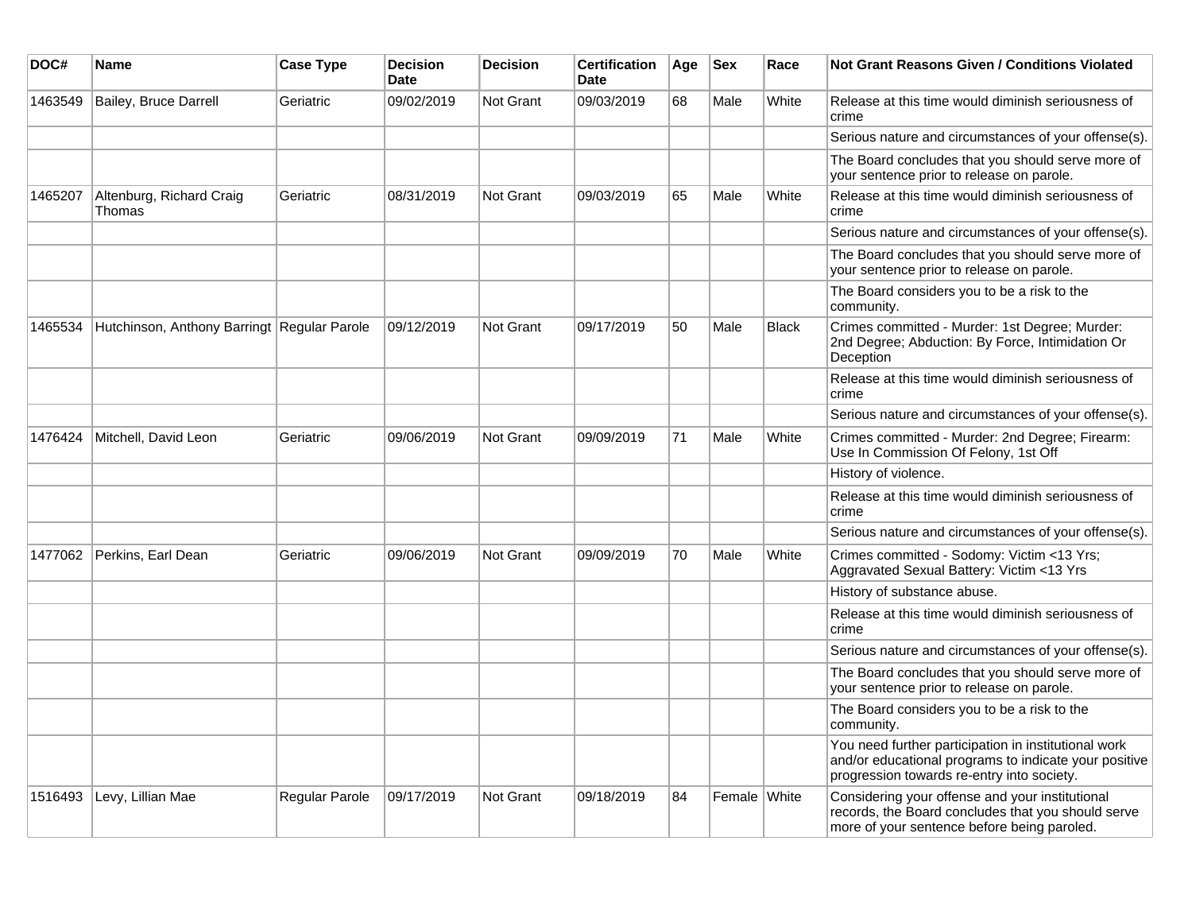| DOC# | Name | Case Type | Decision Date | Decision | Certification Date | Age | Sex | Race | Not Grant Reasons Given / Conditions Violated |
|---|---|---|---|---|---|---|---|---|---|
| 1463549 | Bailey, Bruce Darrell | Geriatric | 09/02/2019 | Not Grant | 09/03/2019 | 68 | Male | White | Release at this time would diminish seriousness of crime |
| | | | | | | | | | Serious nature and circumstances of your offense(s). |
| | | | | | | | | | The Board concludes that you should serve more of your sentence prior to release on parole. |
| 1465207 | Altenburg, Richard Craig Thomas | Geriatric | 08/31/2019 | Not Grant | 09/03/2019 | 65 | Male | White | Release at this time would diminish seriousness of crime |
| | | | | | | | | | Serious nature and circumstances of your offense(s). |
| | | | | | | | | | The Board concludes that you should serve more of your sentence prior to release on parole. |
| | | | | | | | | | The Board considers you to be a risk to the community. |
| 1465534 | Hutchinson, Anthony Barringt | Regular Parole | 09/12/2019 | Not Grant | 09/17/2019 | 50 | Male | Black | Crimes committed - Murder: 1st Degree; Murder: 2nd Degree; Abduction: By Force, Intimidation Or Deception |
| | | | | | | | | | Release at this time would diminish seriousness of crime |
| | | | | | | | | | Serious nature and circumstances of your offense(s). |
| 1476424 | Mitchell, David Leon | Geriatric | 09/06/2019 | Not Grant | 09/09/2019 | 71 | Male | White | Crimes committed - Murder: 2nd Degree; Firearm: Use In Commission Of Felony, 1st Off |
| | | | | | | | | | History of violence. |
| | | | | | | | | | Release at this time would diminish seriousness of crime |
| | | | | | | | | | Serious nature and circumstances of your offense(s). |
| 1477062 | Perkins, Earl Dean | Geriatric | 09/06/2019 | Not Grant | 09/09/2019 | 70 | Male | White | Crimes committed - Sodomy: Victim <13 Yrs; Aggravated Sexual Battery: Victim <13 Yrs |
| | | | | | | | | | History of substance abuse. |
| | | | | | | | | | Release at this time would diminish seriousness of crime |
| | | | | | | | | | Serious nature and circumstances of your offense(s). |
| | | | | | | | | | The Board concludes that you should serve more of your sentence prior to release on parole. |
| | | | | | | | | | The Board considers you to be a risk to the community. |
| | | | | | | | | | You need further participation in institutional work and/or educational programs to indicate your positive progression towards re-entry into society. |
| 1516493 | Levy, Lillian Mae | Regular Parole | 09/17/2019 | Not Grant | 09/18/2019 | 84 | Female | White | Considering your offense and your institutional records, the Board concludes that you should serve more of your sentence before being paroled. |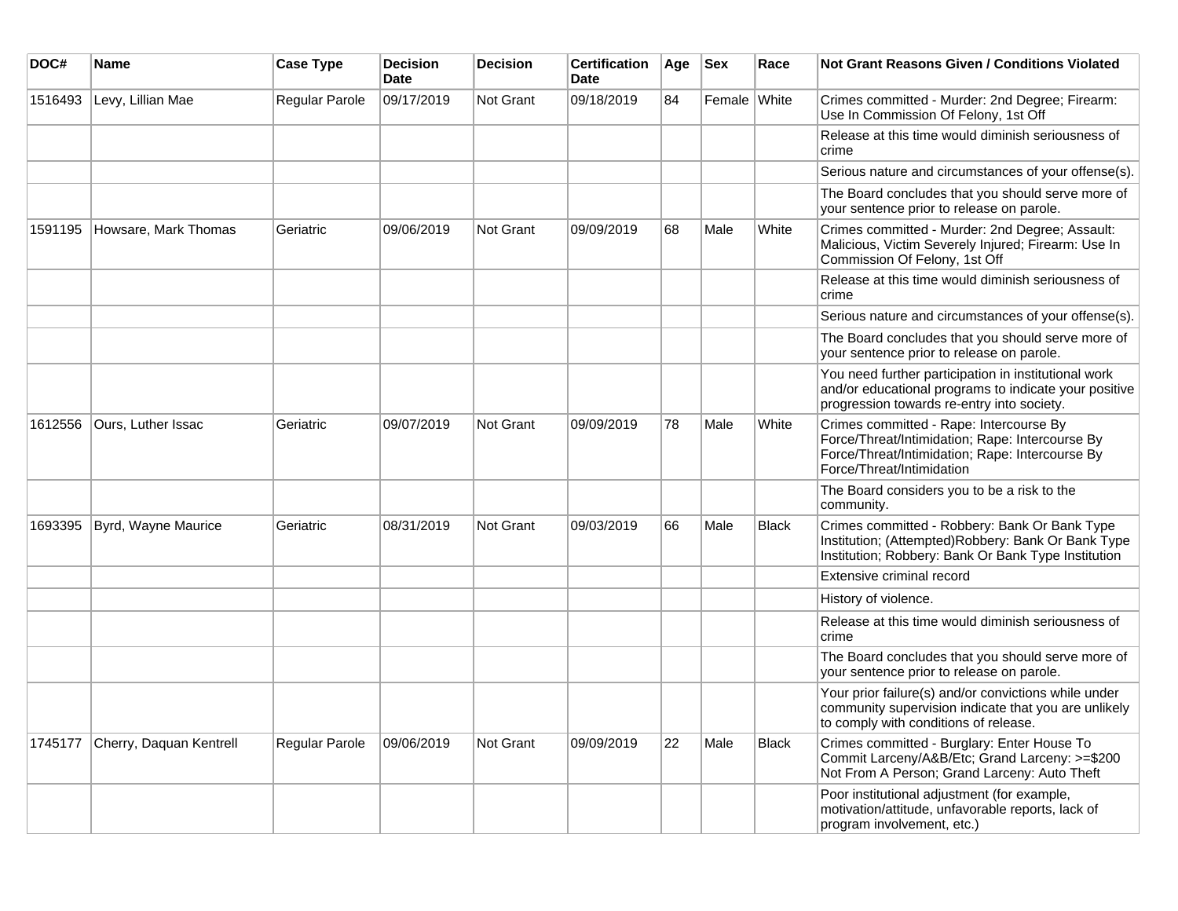| DOC# | Name | Case Type | Decision Date | Decision | Certification Date | Age | Sex | Race | Not Grant Reasons Given / Conditions Violated |
|---|---|---|---|---|---|---|---|---|---|
| 1516493 | Levy, Lillian Mae | Regular Parole | 09/17/2019 | Not Grant | 09/18/2019 | 84 | Female | White | Crimes committed - Murder: 2nd Degree; Firearm: Use In Commission Of Felony, 1st Off |
| | | | | | | | | | Release at this time would diminish seriousness of crime |
| | | | | | | | | | Serious nature and circumstances of your offense(s). |
| | | | | | | | | | The Board concludes that you should serve more of your sentence prior to release on parole. |
| 1591195 | Howsare, Mark Thomas | Geriatric | 09/06/2019 | Not Grant | 09/09/2019 | 68 | Male | White | Crimes committed - Murder: 2nd Degree; Assault: Malicious, Victim Severely Injured; Firearm: Use In Commission Of Felony, 1st Off |
| | | | | | | | | | Release at this time would diminish seriousness of crime |
| | | | | | | | | | Serious nature and circumstances of your offense(s). |
| | | | | | | | | | The Board concludes that you should serve more of your sentence prior to release on parole. |
| | | | | | | | | | You need further participation in institutional work and/or educational programs to indicate your positive progression towards re-entry into society. |
| 1612556 | Ours, Luther Issac | Geriatric | 09/07/2019 | Not Grant | 09/09/2019 | 78 | Male | White | Crimes committed - Rape: Intercourse By Force/Threat/Intimidation; Rape: Intercourse By Force/Threat/Intimidation; Rape: Intercourse By Force/Threat/Intimidation |
| | | | | | | | | | The Board considers you to be a risk to the community. |
| 1693395 | Byrd, Wayne Maurice | Geriatric | 08/31/2019 | Not Grant | 09/03/2019 | 66 | Male | Black | Crimes committed - Robbery: Bank Or Bank Type Institution; (Attempted)Robbery: Bank Or Bank Type Institution; Robbery: Bank Or Bank Type Institution |
| | | | | | | | | | Extensive criminal record |
| | | | | | | | | | History of violence. |
| | | | | | | | | | Release at this time would diminish seriousness of crime |
| | | | | | | | | | The Board concludes that you should serve more of your sentence prior to release on parole. |
| | | | | | | | | | Your prior failure(s) and/or convictions while under community supervision indicate that you are unlikely to comply with conditions of release. |
| 1745177 | Cherry, Daquan Kentrell | Regular Parole | 09/06/2019 | Not Grant | 09/09/2019 | 22 | Male | Black | Crimes committed - Burglary: Enter House To Commit Larceny/A&B/Etc; Grand Larceny: >=$200 Not From A Person; Grand Larceny: Auto Theft |
| | | | | | | | | | Poor institutional adjustment (for example, motivation/attitude, unfavorable reports, lack of program involvement, etc.) |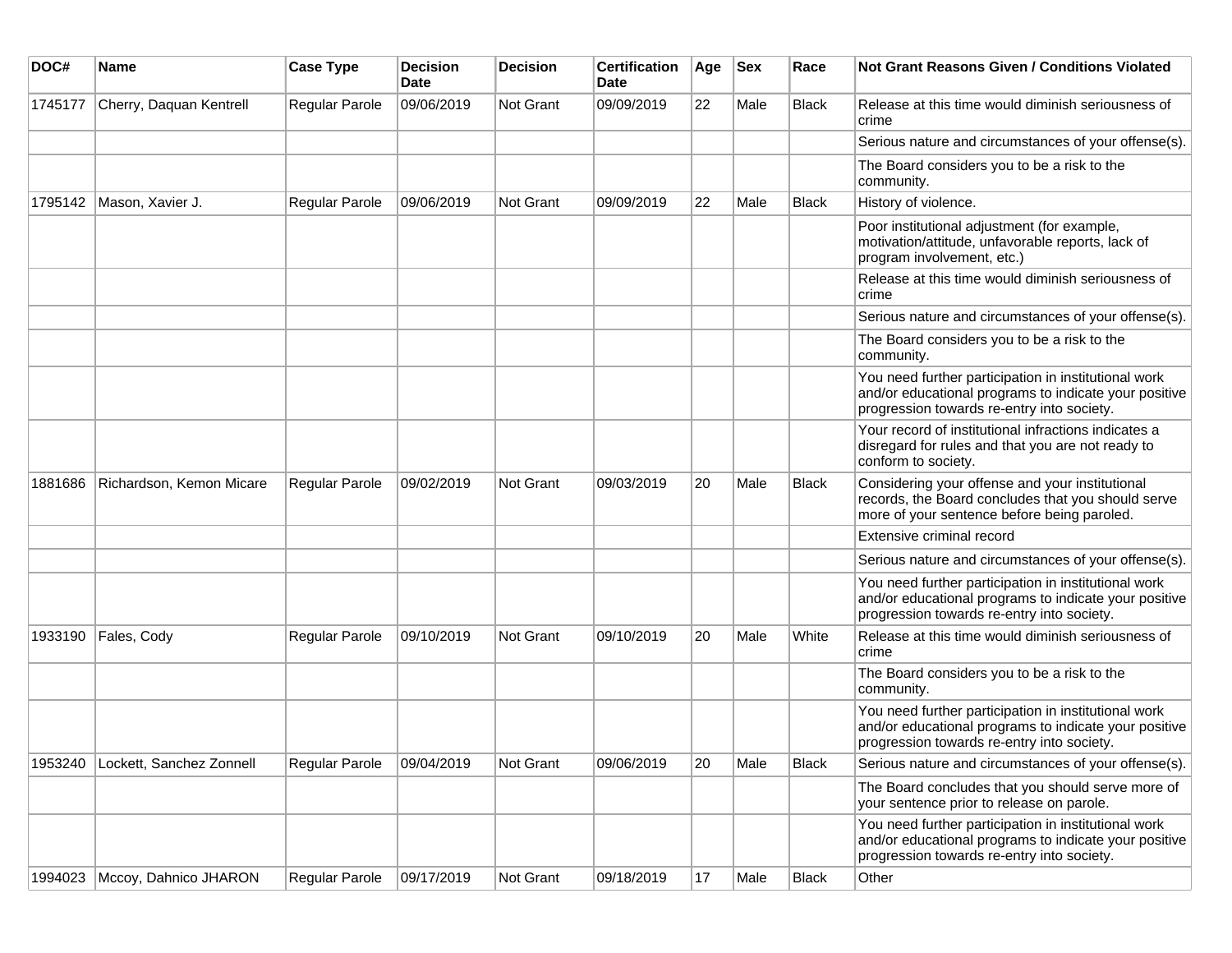| DOC# | Name | Case Type | Decision Date | Decision | Certification Date | Age | Sex | Race | Not Grant Reasons Given / Conditions Violated |
|---|---|---|---|---|---|---|---|---|---|
| 1745177 | Cherry, Daquan Kentrell | Regular Parole | 09/06/2019 | Not Grant | 09/09/2019 | 22 | Male | Black | Release at this time would diminish seriousness of crime |
| | | | | | | | | | Serious nature and circumstances of your offense(s). |
| | | | | | | | | | The Board considers you to be a risk to the community. |
| 1795142 | Mason, Xavier J. | Regular Parole | 09/06/2019 | Not Grant | 09/09/2019 | 22 | Male | Black | History of violence. |
| | | | | | | | | | Poor institutional adjustment (for example, motivation/attitude, unfavorable reports, lack of program involvement, etc.) |
| | | | | | | | | | Release at this time would diminish seriousness of crime |
| | | | | | | | | | Serious nature and circumstances of your offense(s). |
| | | | | | | | | | The Board considers you to be a risk to the community. |
| | | | | | | | | | You need further participation in institutional work and/or educational programs to indicate your positive progression towards re-entry into society. |
| | | | | | | | | | Your record of institutional infractions indicates a disregard for rules and that you are not ready to conform to society. |
| 1881686 | Richardson, Kemon Micare | Regular Parole | 09/02/2019 | Not Grant | 09/03/2019 | 20 | Male | Black | Considering your offense and your institutional records, the Board concludes that you should serve more of your sentence before being paroled. |
| | | | | | | | | | Extensive criminal record |
| | | | | | | | | | Serious nature and circumstances of your offense(s). |
| | | | | | | | | | You need further participation in institutional work and/or educational programs to indicate your positive progression towards re-entry into society. |
| 1933190 | Fales, Cody | Regular Parole | 09/10/2019 | Not Grant | 09/10/2019 | 20 | Male | White | Release at this time would diminish seriousness of crime |
| | | | | | | | | | The Board considers you to be a risk to the community. |
| | | | | | | | | | You need further participation in institutional work and/or educational programs to indicate your positive progression towards re-entry into society. |
| 1953240 | Lockett, Sanchez Zonnell | Regular Parole | 09/04/2019 | Not Grant | 09/06/2019 | 20 | Male | Black | Serious nature and circumstances of your offense(s). |
| | | | | | | | | | The Board concludes that you should serve more of your sentence prior to release on parole. |
| | | | | | | | | | You need further participation in institutional work and/or educational programs to indicate your positive progression towards re-entry into society. |
| 1994023 | Mccoy, Dahnico JHARON | Regular Parole | 09/17/2019 | Not Grant | 09/18/2019 | 17 | Male | Black | Other |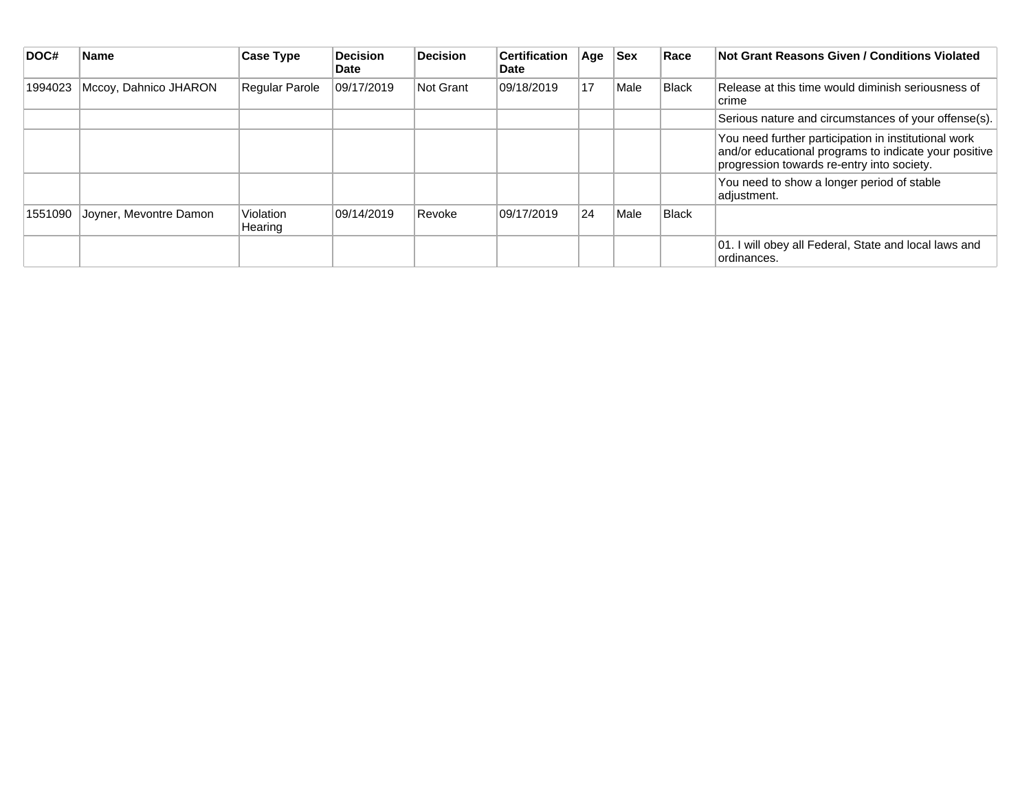| DOC# | Name | Case Type | Decision Date | Decision | Certification Date | Age | Sex | Race | Not Grant Reasons Given / Conditions Violated |
|---|---|---|---|---|---|---|---|---|---|
| 1994023 | Mccoy, Dahnico JHARON | Regular Parole | 09/17/2019 | Not Grant | 09/18/2019 | 17 | Male | Black | Release at this time would diminish seriousness of crime |
| | | | | | | | | | Serious nature and circumstances of your offense(s). |
| | | | | | | | | | You need further participation in institutional work and/or educational programs to indicate your positive progression towards re-entry into society. |
| | | | | | | | | | You need to show a longer period of stable adjustment. |
| 1551090 | Joyner, Mevontre Damon | Violation Hearing | 09/14/2019 | Revoke | 09/17/2019 | 24 | Male | Black | |
| | | | | | | | | | 01. I will obey all Federal, State and local laws and ordinances. |